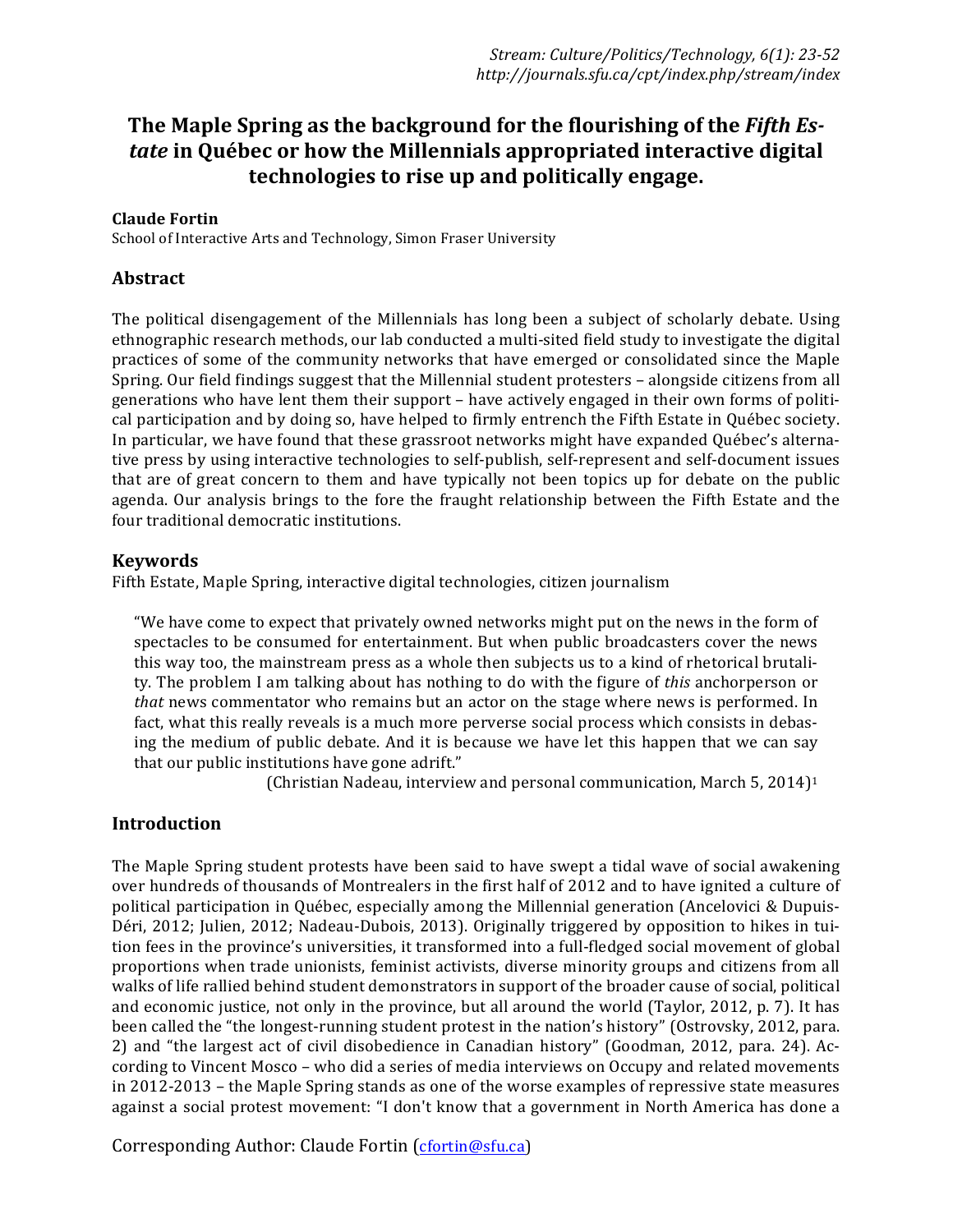# The Maple Spring as the background for the flourishing of the *Fifth Estate* in Québec or how the Millennials appropriated interactive digital technologies to rise up and politically engage.

**Claude Fortin**
School of Interactive Arts and Technology, Simon Fraser University

## Abstract

The political disengagement of the Millennials has long been a subject of scholarly debate. Using ethnographic research methods, our lab conducted a multi-sited field study to investigate the digital practices of some of the community networks that have emerged or consolidated since the Maple Spring. Our field findings suggest that the Millennial student protesters – alongside citizens from all generations who have lent them their support – have actively engaged in their own forms of political participation and by doing so, have helped to firmly entrench the Fifth Estate in Québec society. In particular, we have found that these grassroot networks might have expanded Québec's alternative press by using interactive technologies to self-publish, self-represent and self-document issues that are of great concern to them and have typically not been topics up for debate on the public agenda. Our analysis brings to the fore the fraught relationship between the Fifth Estate and the four traditional democratic institutions.

## Keywords

Fifth Estate, Maple Spring, interactive digital technologies, citizen journalism

> "We have come to expect that privately owned networks might put on the news in the form of spectacles to be consumed for entertainment. But when public broadcasters cover the news this way too, the mainstream press as a whole then subjects us to a kind of rhetorical brutality. The problem I am talking about has nothing to do with the figure of *this* anchorperson or *that* news commentator who remains but an actor on the stage where news is performed. In fact, what this really reveals is a much more perverse social process which consists in debasing the medium of public debate. And it is because we have let this happen that we can say that our public institutions have gone adrift."
>
> (Christian Nadeau, interview and personal communication, March 5, 2014)[1]

## Introduction

The Maple Spring student protests have been said to have swept a tidal wave of social awakening over hundreds of thousands of Montrealers in the first half of 2012 and to have ignited a culture of political participation in Québec, especially among the Millennial generation (Ancelovici & Dupuis-Déri, 2012; Julien, 2012; Nadeau-Dubois, 2013). Originally triggered by opposition to hikes in tuition fees in the province's universities, it transformed into a full-fledged social movement of global proportions when trade unionists, feminist activists, diverse minority groups and citizens from all walks of life rallied behind student demonstrators in support of the broader cause of social, political and economic justice, not only in the province, but all around the world (Taylor, 2012, p. 7). It has been called the "the longest-running student protest in the nation's history" (Ostrovsky, 2012, para. 2) and "the largest act of civil disobedience in Canadian history" (Goodman, 2012, para. 24). According to Vincent Mosco – who did a series of media interviews on Occupy and related movements in 2012-2013 – the Maple Spring stands as one of the worse examples of repressive state measures against a social protest movement: "I don't know that a government in North America has done a

Corresponding Author: Claude Fortin (cfortin@sfu.ca)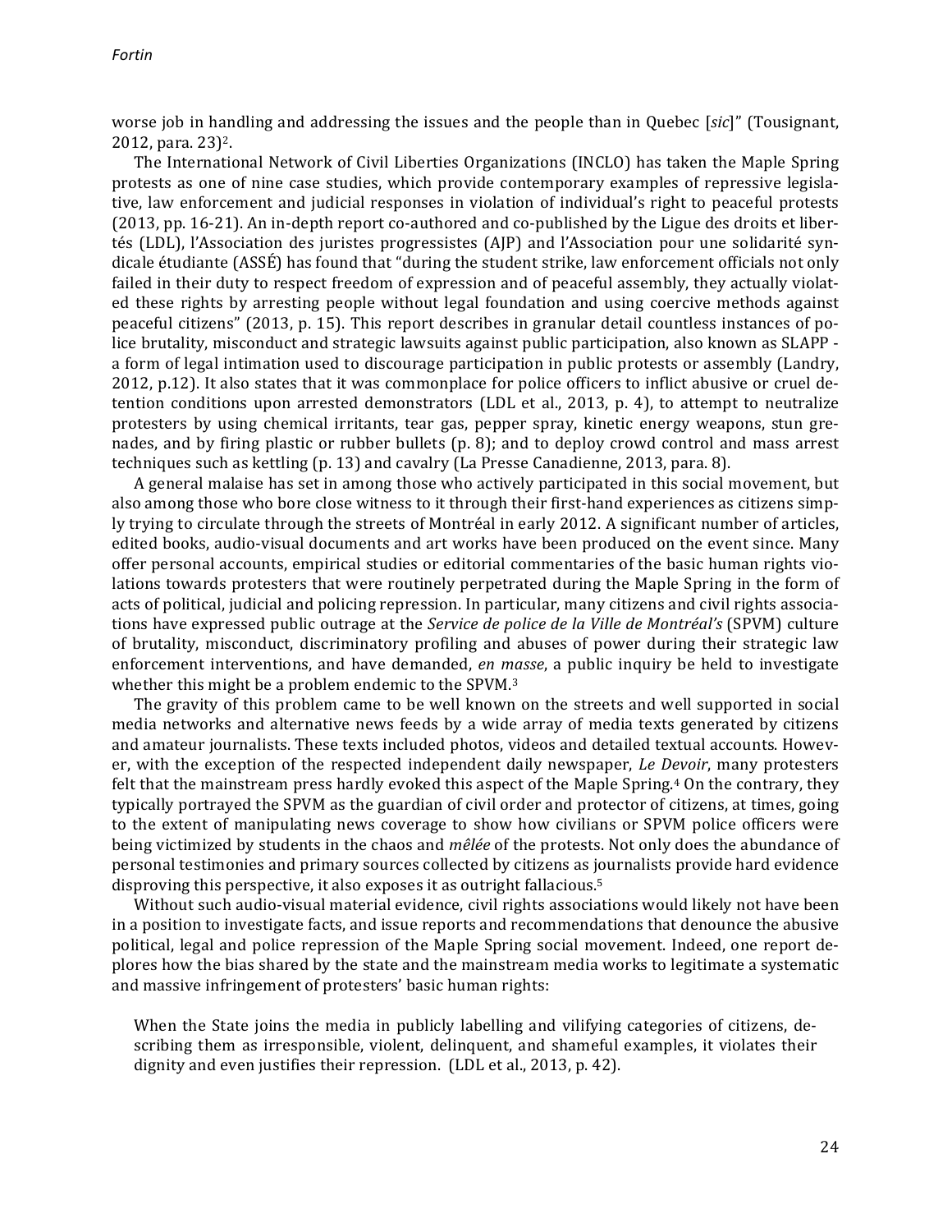worse job in handling and addressing the issues and the people than in Quebec [*sic*]" (Tousignant, 2012, para. 23)[2].

The International Network of Civil Liberties Organizations (INCLO) has taken the Maple Spring protests as one of nine case studies, which provide contemporary examples of repressive legislative, law enforcement and judicial responses in violation of individual's right to peaceful protests (2013, pp. 16-21). An in-depth report co-authored and co-published by the Ligue des droits et libertés (LDL), l'Association des juristes progressistes (AJP) and l'Association pour une solidarité syndicale étudiante (ASSÉ) has found that "during the student strike, law enforcement officials not only failed in their duty to respect freedom of expression and of peaceful assembly, they actually violated these rights by arresting people without legal foundation and using coercive methods against peaceful citizens" (2013, p. 15). This report describes in granular detail countless instances of police brutality, misconduct and strategic lawsuits against public participation, also known as SLAPP - a form of legal intimation used to discourage participation in public protests or assembly (Landry, 2012, p.12). It also states that it was commonplace for police officers to inflict abusive or cruel detention conditions upon arrested demonstrators (LDL et al., 2013, p. 4), to attempt to neutralize protesters by using chemical irritants, tear gas, pepper spray, kinetic energy weapons, stun grenades, and by firing plastic or rubber bullets (p. 8); and to deploy crowd control and mass arrest techniques such as kettling (p. 13) and cavalry (La Presse Canadienne, 2013, para. 8).

A general malaise has set in among those who actively participated in this social movement, but also among those who bore close witness to it through their first-hand experiences as citizens simply trying to circulate through the streets of Montréal in early 2012. A significant number of articles, edited books, audio-visual documents and art works have been produced on the event since. Many offer personal accounts, empirical studies or editorial commentaries of the basic human rights violations towards protesters that were routinely perpetrated during the Maple Spring in the form of acts of political, judicial and policing repression. In particular, many citizens and civil rights associations have expressed public outrage at the *Service de police de la Ville de Montréal's* (SPVM) culture of brutality, misconduct, discriminatory profiling and abuses of power during their strategic law enforcement interventions, and have demanded, *en masse*, a public inquiry be held to investigate whether this might be a problem endemic to the SPVM.[3]

The gravity of this problem came to be well known on the streets and well supported in social media networks and alternative news feeds by a wide array of media texts generated by citizens and amateur journalists. These texts included photos, videos and detailed textual accounts. However, with the exception of the respected independent daily newspaper, *Le Devoir*, many protesters felt that the mainstream press hardly evoked this aspect of the Maple Spring.[4] On the contrary, they typically portrayed the SPVM as the guardian of civil order and protector of citizens, at times, going to the extent of manipulating news coverage to show how civilians or SPVM police officers were being victimized by students in the chaos and *mêlée* of the protests. Not only does the abundance of personal testimonies and primary sources collected by citizens as journalists provide hard evidence disproving this perspective, it also exposes it as outright fallacious.[5]

Without such audio-visual material evidence, civil rights associations would likely not have been in a position to investigate facts, and issue reports and recommendations that denounce the abusive political, legal and police repression of the Maple Spring social movement. Indeed, one report deplores how the bias shared by the state and the mainstream media works to legitimate a systematic and massive infringement of protesters' basic human rights:

> When the State joins the media in publicly labelling and vilifying categories of citizens, describing them as irresponsible, violent, delinquent, and shameful examples, it violates their dignity and even justifies their repression. (LDL et al., 2013, p. 42).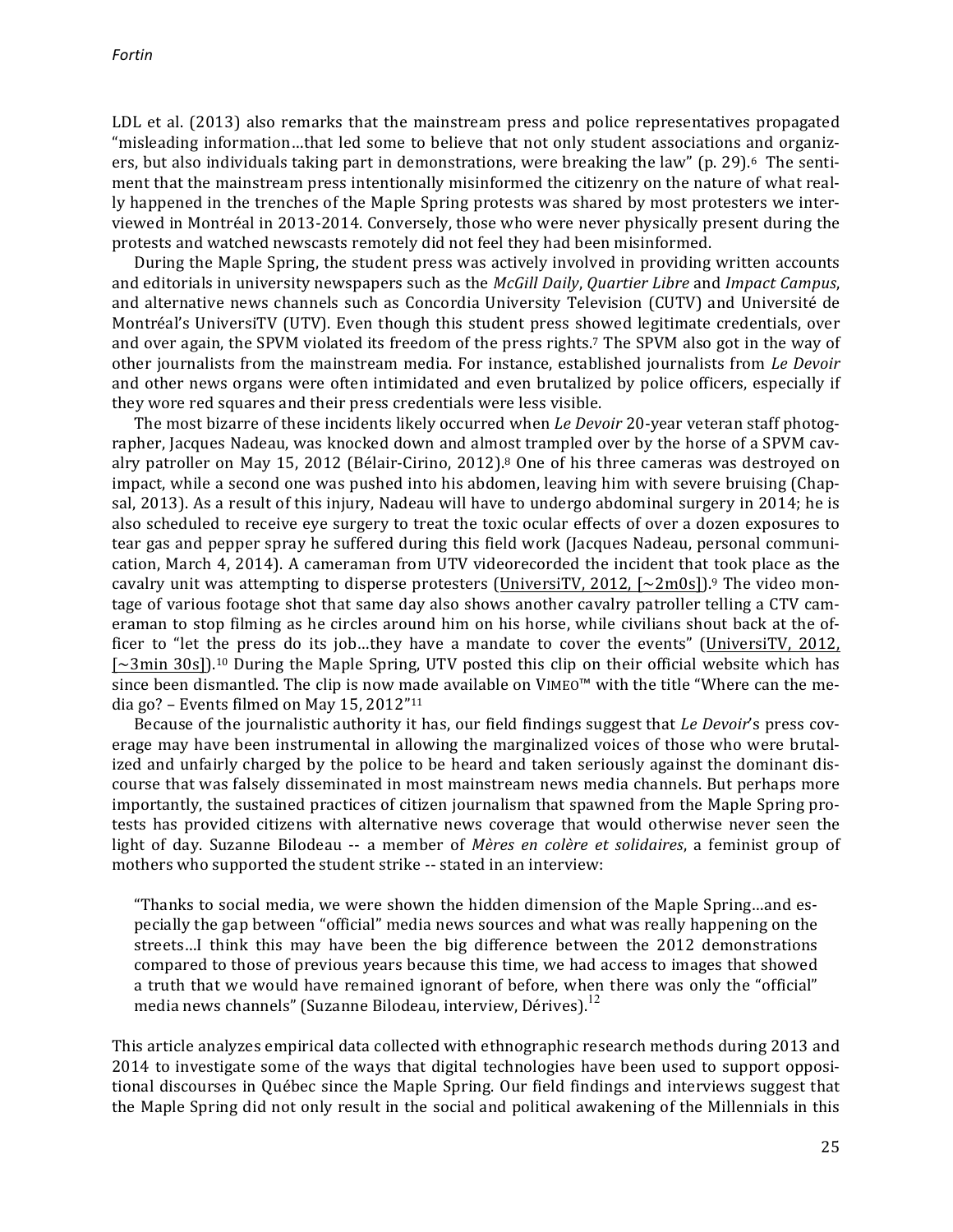LDL et al. (2013) also remarks that the mainstream press and police representatives propagated "misleading information…that led some to believe that not only student associations and organizers, but also individuals taking part in demonstrations, were breaking the law" (p. 29).[6] The sentiment that the mainstream press intentionally misinformed the citizenry on the nature of what really happened in the trenches of the Maple Spring protests was shared by most protesters we interviewed in Montréal in 2013-2014. Conversely, those who were never physically present during the protests and watched newscasts remotely did not feel they had been misinformed.

During the Maple Spring, the student press was actively involved in providing written accounts and editorials in university newspapers such as the *McGill Daily*, *Quartier Libre* and *Impact Campus*, and alternative news channels such as Concordia University Television (CUTV) and Université de Montréal's UniversiTV (UTV). Even though this student press showed legitimate credentials, over and over again, the SPVM violated its freedom of the press rights.[7] The SPVM also got in the way of other journalists from the mainstream media. For instance, established journalists from *Le Devoir* and other news organs were often intimidated and even brutalized by police officers, especially if they wore red squares and their press credentials were less visible.

The most bizarre of these incidents likely occurred when *Le Devoir* 20-year veteran staff photographer, Jacques Nadeau, was knocked down and almost trampled over by the horse of a SPVM cavalry patroller on May 15, 2012 (Bélair-Cirino, 2012).[8] One of his three cameras was destroyed on impact, while a second one was pushed into his abdomen, leaving him with severe bruising (Chapsal, 2013). As a result of this injury, Nadeau will have to undergo abdominal surgery in 2014; he is also scheduled to receive eye surgery to treat the toxic ocular effects of over a dozen exposures to tear gas and pepper spray he suffered during this field work (Jacques Nadeau, personal communication, March 4, 2014). A cameraman from UTV videorecorded the incident that took place as the cavalry unit was attempting to disperse protesters (UniversiTV, 2012, [~2m0s]).[9] The video montage of various footage shot that same day also shows another cavalry patroller telling a CTV cameraman to stop filming as he circles around him on his horse, while civilians shout back at the officer to "let the press do its job…they have a mandate to cover the events" (UniversiTV, 2012, [~3min 30s]).[10] During the Maple Spring, UTV posted this clip on their official website which has since been dismantled. The clip is now made available on VIMEO™ with the title "Where can the media go? – Events filmed on May 15, 2012"[11]

Because of the journalistic authority it has, our field findings suggest that *Le Devoir*'s press coverage may have been instrumental in allowing the marginalized voices of those who were brutalized and unfairly charged by the police to be heard and taken seriously against the dominant discourse that was falsely disseminated in most mainstream news media channels. But perhaps more importantly, the sustained practices of citizen journalism that spawned from the Maple Spring protests has provided citizens with alternative news coverage that would otherwise never seen the light of day. Suzanne Bilodeau -- a member of *Mères en colère et solidaires*, a feminist group of mothers who supported the student strike -- stated in an interview:

> "Thanks to social media, we were shown the hidden dimension of the Maple Spring…and especially the gap between "official" media news sources and what was really happening on the streets…I think this may have been the big difference between the 2012 demonstrations compared to those of previous years because this time, we had access to images that showed a truth that we would have remained ignorant of before, when there was only the "official" media news channels" (Suzanne Bilodeau, interview, Dérives).[12]

This article analyzes empirical data collected with ethnographic research methods during 2013 and 2014 to investigate some of the ways that digital technologies have been used to support oppositional discourses in Québec since the Maple Spring. Our field findings and interviews suggest that the Maple Spring did not only result in the social and political awakening of the Millennials in this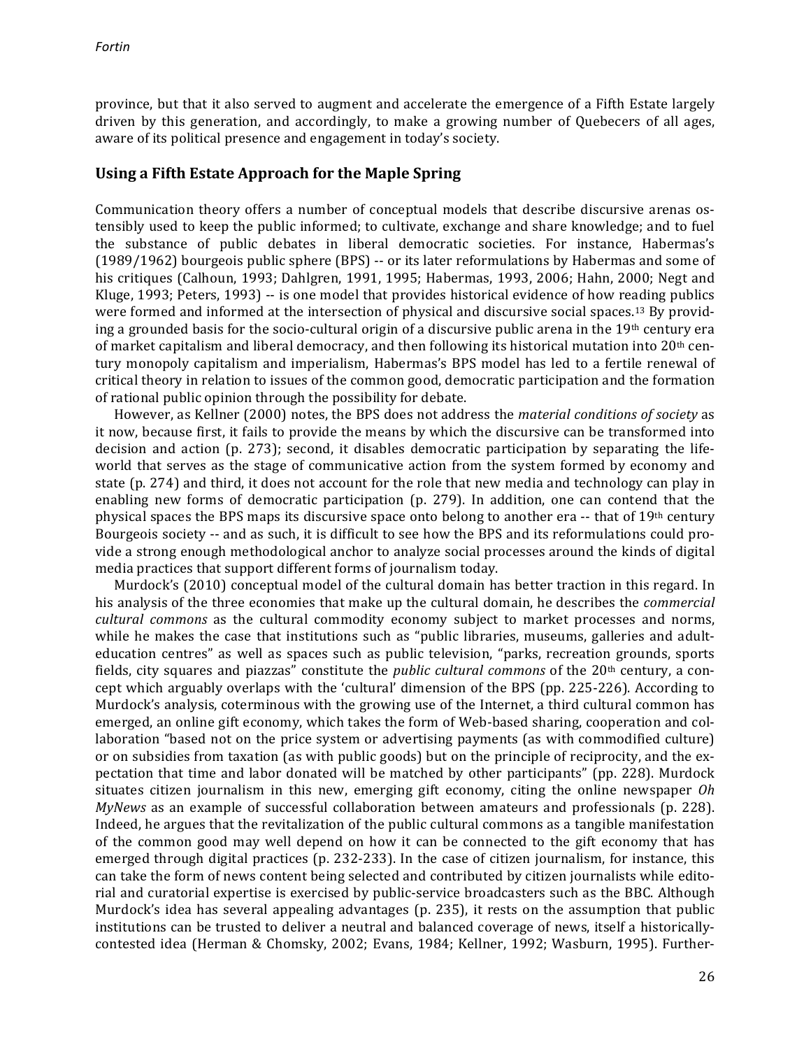province, but that it also served to augment and accelerate the emergence of a Fifth Estate largely driven by this generation, and accordingly, to make a growing number of Quebecers of all ages, aware of its political presence and engagement in today's society.

## Using a Fifth Estate Approach for the Maple Spring

Communication theory offers a number of conceptual models that describe discursive arenas ostensibly used to keep the public informed; to cultivate, exchange and share knowledge; and to fuel the substance of public debates in liberal democratic societies. For instance, Habermas's (1989/1962) bourgeois public sphere (BPS) -- or its later reformulations by Habermas and some of his critiques (Calhoun, 1993; Dahlgren, 1991, 1995; Habermas, 1993, 2006; Hahn, 2000; Negt and Kluge, 1993; Peters, 1993) -- is one model that provides historical evidence of how reading publics were formed and informed at the intersection of physical and discursive social spaces.[13] By providing a grounded basis for the socio-cultural origin of a discursive public arena in the 19th century era of market capitalism and liberal democracy, and then following its historical mutation into 20th century monopoly capitalism and imperialism, Habermas's BPS model has led to a fertile renewal of critical theory in relation to issues of the common good, democratic participation and the formation of rational public opinion through the possibility for debate.

However, as Kellner (2000) notes, the BPS does not address the *material conditions of society* as it now, because first, it fails to provide the means by which the discursive can be transformed into decision and action (p. 273); second, it disables democratic participation by separating the lifeworld that serves as the stage of communicative action from the system formed by economy and state (p. 274) and third, it does not account for the role that new media and technology can play in enabling new forms of democratic participation (p. 279). In addition, one can contend that the physical spaces the BPS maps its discursive space onto belong to another era -- that of 19th century Bourgeois society -- and as such, it is difficult to see how the BPS and its reformulations could provide a strong enough methodological anchor to analyze social processes around the kinds of digital media practices that support different forms of journalism today.

Murdock's (2010) conceptual model of the cultural domain has better traction in this regard. In his analysis of the three economies that make up the cultural domain, he describes the *commercial cultural commons* as the cultural commodity economy subject to market processes and norms, while he makes the case that institutions such as "public libraries, museums, galleries and adult-education centres" as well as spaces such as public television, "parks, recreation grounds, sports fields, city squares and piazzas" constitute the *public cultural commons* of the 20th century, a concept which arguably overlaps with the 'cultural' dimension of the BPS (pp. 225-226). According to Murdock's analysis, coterminous with the growing use of the Internet, a third cultural common has emerged, an online gift economy, which takes the form of Web-based sharing, cooperation and collaboration "based not on the price system or advertising payments (as with commodified culture) or on subsidies from taxation (as with public goods) but on the principle of reciprocity, and the expectation that time and labor donated will be matched by other participants" (pp. 228). Murdock situates citizen journalism in this new, emerging gift economy, citing the online newspaper *Oh MyNews* as an example of successful collaboration between amateurs and professionals (p. 228). Indeed, he argues that the revitalization of the public cultural commons as a tangible manifestation of the common good may well depend on how it can be connected to the gift economy that has emerged through digital practices (p. 232-233). In the case of citizen journalism, for instance, this can take the form of news content being selected and contributed by citizen journalists while editorial and curatorial expertise is exercised by public-service broadcasters such as the BBC. Although Murdock's idea has several appealing advantages (p. 235), it rests on the assumption that public institutions can be trusted to deliver a neutral and balanced coverage of news, itself a historically-contested idea (Herman & Chomsky, 2002; Evans, 1984; Kellner, 1992; Wasburn, 1995). Further-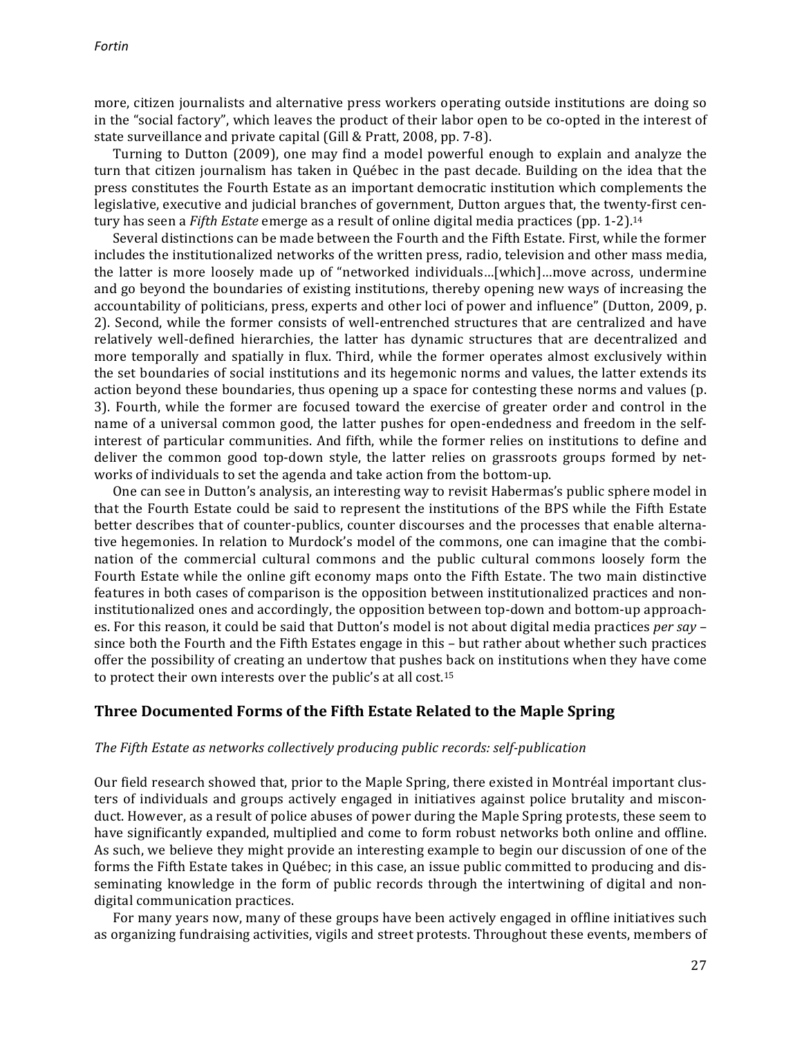more, citizen journalists and alternative press workers operating outside institutions are doing so in the "social factory", which leaves the product of their labor open to be co-opted in the interest of state surveillance and private capital (Gill & Pratt, 2008, pp. 7-8).

Turning to Dutton (2009), one may find a model powerful enough to explain and analyze the turn that citizen journalism has taken in Québec in the past decade. Building on the idea that the press constitutes the Fourth Estate as an important democratic institution which complements the legislative, executive and judicial branches of government, Dutton argues that, the twenty-first century has seen a *Fifth Estate* emerge as a result of online digital media practices (pp. 1-2).[14]

Several distinctions can be made between the Fourth and the Fifth Estate. First, while the former includes the institutionalized networks of the written press, radio, television and other mass media, the latter is more loosely made up of "networked individuals…[which]…move across, undermine and go beyond the boundaries of existing institutions, thereby opening new ways of increasing the accountability of politicians, press, experts and other loci of power and influence" (Dutton, 2009, p. 2). Second, while the former consists of well-entrenched structures that are centralized and have relatively well-defined hierarchies, the latter has dynamic structures that are decentralized and more temporally and spatially in flux. Third, while the former operates almost exclusively within the set boundaries of social institutions and its hegemonic norms and values, the latter extends its action beyond these boundaries, thus opening up a space for contesting these norms and values (p. 3). Fourth, while the former are focused toward the exercise of greater order and control in the name of a universal common good, the latter pushes for open-endedness and freedom in the self-interest of particular communities. And fifth, while the former relies on institutions to define and deliver the common good top-down style, the latter relies on grassroots groups formed by networks of individuals to set the agenda and take action from the bottom-up.

One can see in Dutton's analysis, an interesting way to revisit Habermas's public sphere model in that the Fourth Estate could be said to represent the institutions of the BPS while the Fifth Estate better describes that of counter-publics, counter discourses and the processes that enable alternative hegemonies. In relation to Murdock's model of the commons, one can imagine that the combination of the commercial cultural commons and the public cultural commons loosely form the Fourth Estate while the online gift economy maps onto the Fifth Estate. The two main distinctive features in both cases of comparison is the opposition between institutionalized practices and non-institutionalized ones and accordingly, the opposition between top-down and bottom-up approaches. For this reason, it could be said that Dutton's model is not about digital media practices *per say* – since both the Fourth and the Fifth Estates engage in this – but rather about whether such practices offer the possibility of creating an undertow that pushes back on institutions when they have come to protect their own interests over the public's at all cost.[15]

## Three Documented Forms of the Fifth Estate Related to the Maple Spring

### *The Fifth Estate as networks collectively producing public records: self-publication*

Our field research showed that, prior to the Maple Spring, there existed in Montréal important clusters of individuals and groups actively engaged in initiatives against police brutality and misconduct. However, as a result of police abuses of power during the Maple Spring protests, these seem to have significantly expanded, multiplied and come to form robust networks both online and offline. As such, we believe they might provide an interesting example to begin our discussion of one of the forms the Fifth Estate takes in Québec; in this case, an issue public committed to producing and disseminating knowledge in the form of public records through the intertwining of digital and non-digital communication practices.

For many years now, many of these groups have been actively engaged in offline initiatives such as organizing fundraising activities, vigils and street protests. Throughout these events, members of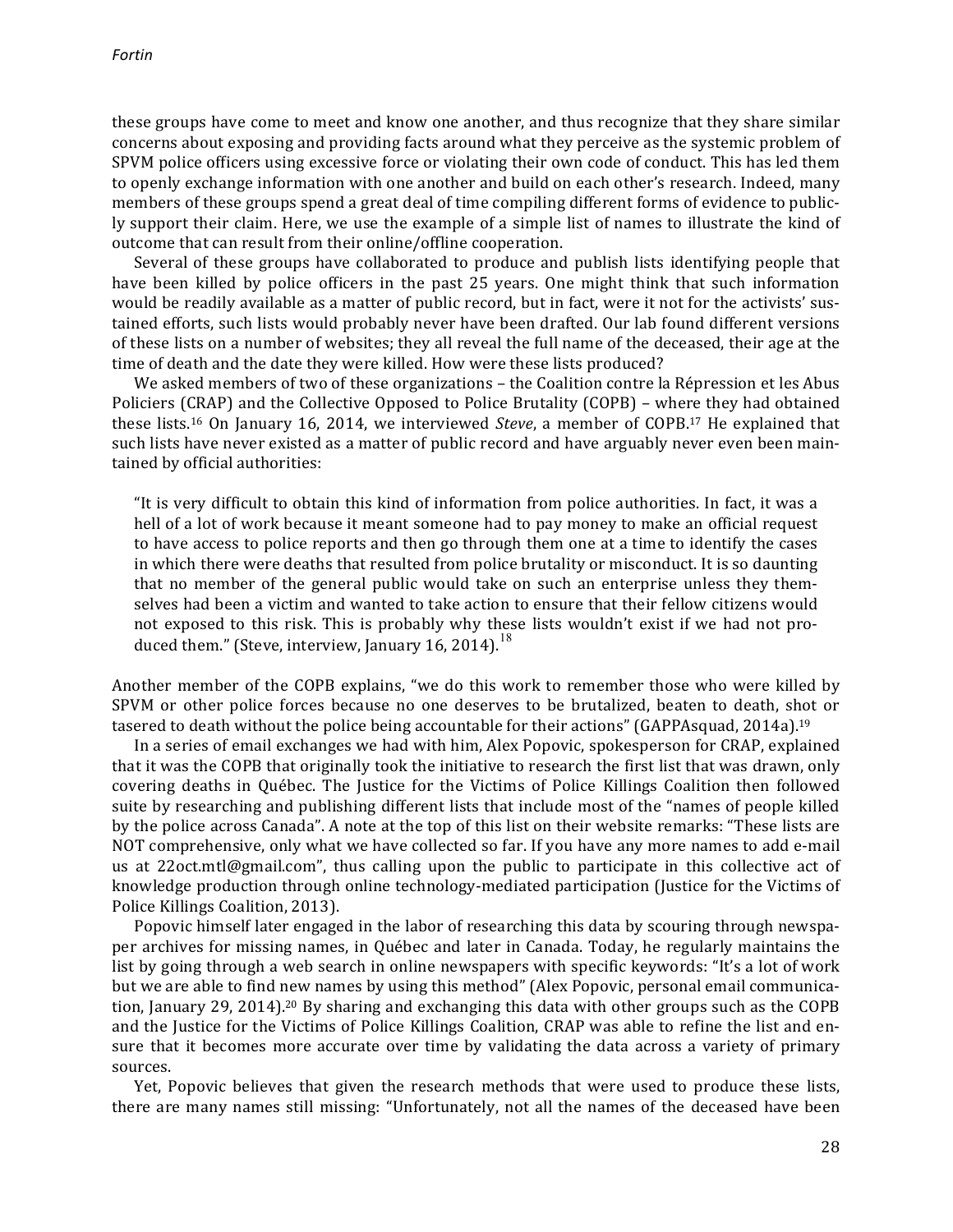these groups have come to meet and know one another, and thus recognize that they share similar concerns about exposing and providing facts around what they perceive as the systemic problem of SPVM police officers using excessive force or violating their own code of conduct. This has led them to openly exchange information with one another and build on each other's research. Indeed, many members of these groups spend a great deal of time compiling different forms of evidence to publicly support their claim. Here, we use the example of a simple list of names to illustrate the kind of outcome that can result from their online/offline cooperation.

Several of these groups have collaborated to produce and publish lists identifying people that have been killed by police officers in the past 25 years. One might think that such information would be readily available as a matter of public record, but in fact, were it not for the activists' sustained efforts, such lists would probably never have been drafted. Our lab found different versions of these lists on a number of websites; they all reveal the full name of the deceased, their age at the time of death and the date they were killed. How were these lists produced?

We asked members of two of these organizations – the Coalition contre la Répression et les Abus Policiers (CRAP) and the Collective Opposed to Police Brutality (COPB) – where they had obtained these lists.[16] On January 16, 2014, we interviewed *Steve*, a member of COPB.[17] He explained that such lists have never existed as a matter of public record and have arguably never even been maintained by official authorities:

> "It is very difficult to obtain this kind of information from police authorities. In fact, it was a hell of a lot of work because it meant someone had to pay money to make an official request to have access to police reports and then go through them one at a time to identify the cases in which there were deaths that resulted from police brutality or misconduct. It is so daunting that no member of the general public would take on such an enterprise unless they themselves had been a victim and wanted to take action to ensure that their fellow citizens would not exposed to this risk. This is probably why these lists wouldn't exist if we had not produced them." (Steve, interview, January 16, 2014).[18]

Another member of the COPB explains, "we do this work to remember those who were killed by SPVM or other police forces because no one deserves to be brutalized, beaten to death, shot or tasered to death without the police being accountable for their actions" (GAPPAsquad, 2014a).[19]

In a series of email exchanges we had with him, Alex Popovic, spokesperson for CRAP, explained that it was the COPB that originally took the initiative to research the first list that was drawn, only covering deaths in Québec. The Justice for the Victims of Police Killings Coalition then followed suite by researching and publishing different lists that include most of the "names of people killed by the police across Canada". A note at the top of this list on their website remarks: "These lists are NOT comprehensive, only what we have collected so far. If you have any more names to add e-mail us at 22oct.mtl@gmail.com", thus calling upon the public to participate in this collective act of knowledge production through online technology-mediated participation (Justice for the Victims of Police Killings Coalition, 2013).

Popovic himself later engaged in the labor of researching this data by scouring through newspaper archives for missing names, in Québec and later in Canada. Today, he regularly maintains the list by going through a web search in online newspapers with specific keywords: "It's a lot of work but we are able to find new names by using this method" (Alex Popovic, personal email communication, January 29, 2014).[20] By sharing and exchanging this data with other groups such as the COPB and the Justice for the Victims of Police Killings Coalition, CRAP was able to refine the list and ensure that it becomes more accurate over time by validating the data across a variety of primary sources.

Yet, Popovic believes that given the research methods that were used to produce these lists, there are many names still missing: "Unfortunately, not all the names of the deceased have been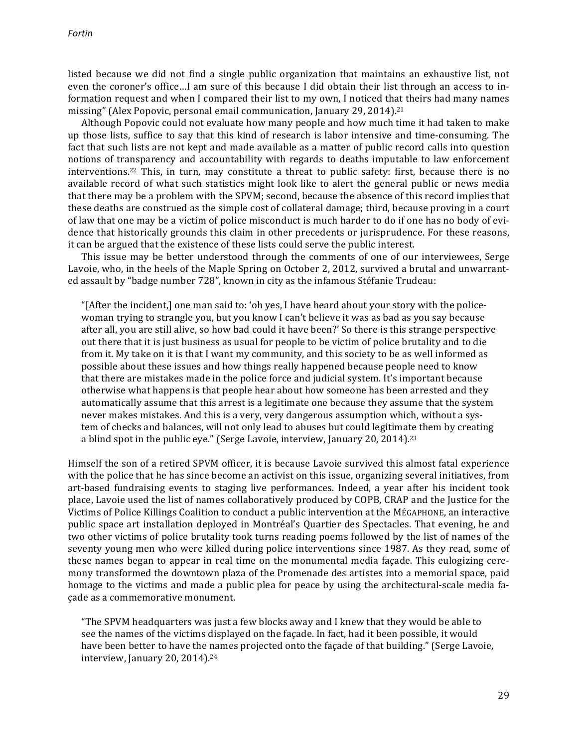listed because we did not find a single public organization that maintains an exhaustive list, not even the coroner's office…I am sure of this because I did obtain their list through an access to information request and when I compared their list to my own, I noticed that theirs had many names missing" (Alex Popovic, personal email communication, January 29, 2014).[21]

Although Popovic could not evaluate how many people and how much time it had taken to make up those lists, suffice to say that this kind of research is labor intensive and time-consuming. The fact that such lists are not kept and made available as a matter of public record calls into question notions of transparency and accountability with regards to deaths imputable to law enforcement interventions.[22] This, in turn, may constitute a threat to public safety: first, because there is no available record of what such statistics might look like to alert the general public or news media that there may be a problem with the SPVM; second, because the absence of this record implies that these deaths are construed as the simple cost of collateral damage; third, because proving in a court of law that one may be a victim of police misconduct is much harder to do if one has no body of evidence that historically grounds this claim in other precedents or jurisprudence. For these reasons, it can be argued that the existence of these lists could serve the public interest.

This issue may be better understood through the comments of one of our interviewees, Serge Lavoie, who, in the heels of the Maple Spring on October 2, 2012, survived a brutal and unwarranted assault by "badge number 728", known in city as the infamous Stéfanie Trudeau:

> "[After the incident,] one man said to: 'oh yes, I have heard about your story with the policewoman trying to strangle you, but you know I can't believe it was as bad as you say because after all, you are still alive, so how bad could it have been?' So there is this strange perspective out there that it is just business as usual for people to be victim of police brutality and to die from it. My take on it is that I want my community, and this society to be as well informed as possible about these issues and how things really happened because people need to know that there are mistakes made in the police force and judicial system. It's important because otherwise what happens is that people hear about how someone has been arrested and they automatically assume that this arrest is a legitimate one because they assume that the system never makes mistakes. And this is a very, very dangerous assumption which, without a system of checks and balances, will not only lead to abuses but could legitimate them by creating a blind spot in the public eye." (Serge Lavoie, interview, January 20, 2014).[23]

Himself the son of a retired SPVM officer, it is because Lavoie survived this almost fatal experience with the police that he has since become an activist on this issue, organizing several initiatives, from art-based fundraising events to staging live performances. Indeed, a year after his incident took place, Lavoie used the list of names collaboratively produced by COPB, CRAP and the Justice for the Victims of Police Killings Coalition to conduct a public intervention at the MÉGAPHONE, an interactive public space art installation deployed in Montréal's Quartier des Spectacles. That evening, he and two other victims of police brutality took turns reading poems followed by the list of names of the seventy young men who were killed during police interventions since 1987. As they read, some of these names began to appear in real time on the monumental media façade. This eulogizing ceremony transformed the downtown plaza of the Promenade des artistes into a memorial space, paid homage to the victims and made a public plea for peace by using the architectural-scale media façade as a commemorative monument.

> "The SPVM headquarters was just a few blocks away and I knew that they would be able to see the names of the victims displayed on the façade. In fact, had it been possible, it would have been better to have the names projected onto the façade of that building." (Serge Lavoie, interview, January 20, 2014).[24]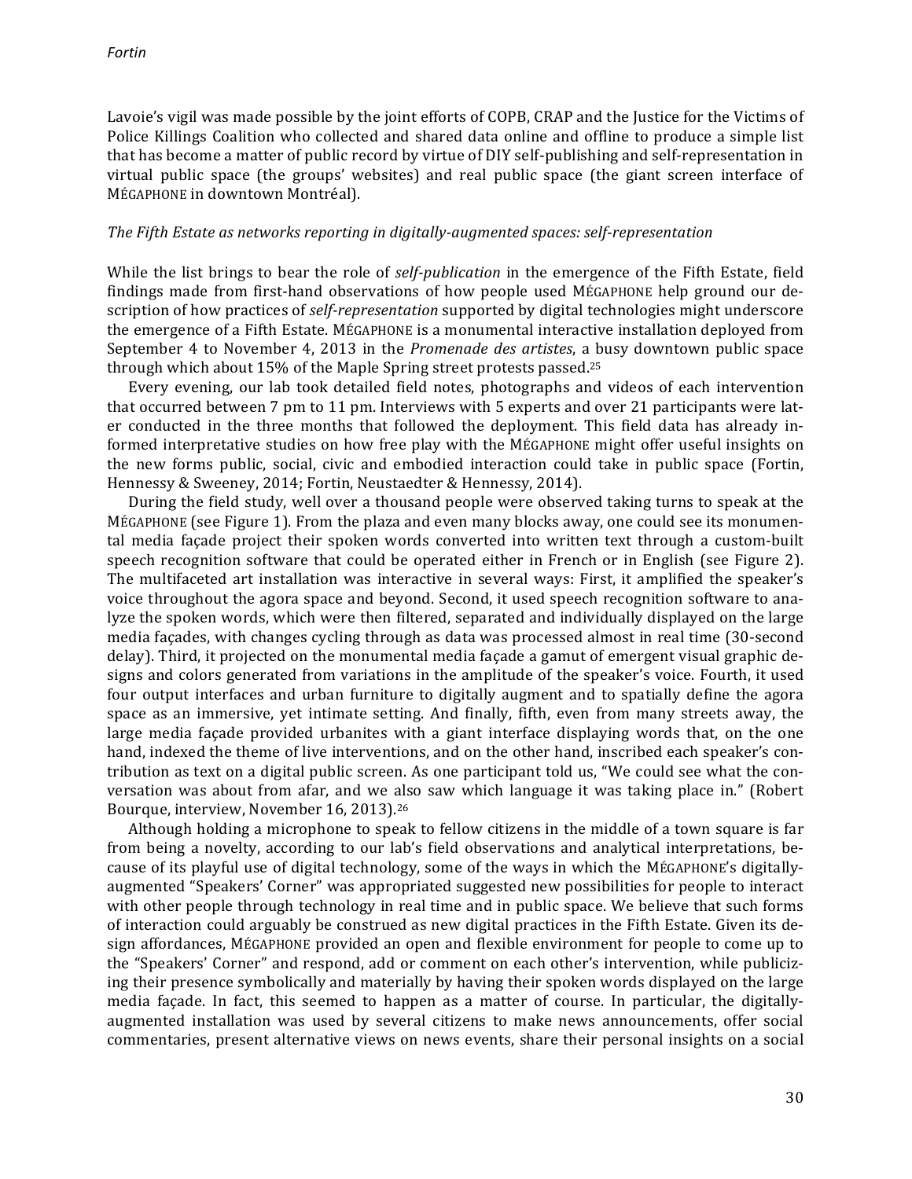Lavoie's vigil was made possible by the joint efforts of COPB, CRAP and the Justice for the Victims of Police Killings Coalition who collected and shared data online and offline to produce a simple list that has become a matter of public record by virtue of DIY self-publishing and self-representation in virtual public space (the groups' websites) and real public space (the giant screen interface of MÉGAPHONE in downtown Montréal).

*The Fifth Estate as networks reporting in digitally-augmented spaces: self-representation*

While the list brings to bear the role of *self-publication* in the emergence of the Fifth Estate, field findings made from first-hand observations of how people used MÉGAPHONE help ground our description of how practices of *self-representation* supported by digital technologies might underscore the emergence of a Fifth Estate. MÉGAPHONE is a monumental interactive installation deployed from September 4 to November 4, 2013 in the *Promenade des artistes*, a busy downtown public space through which about 15% of the Maple Spring street protests passed.[25]

Every evening, our lab took detailed field notes, photographs and videos of each intervention that occurred between 7 pm to 11 pm. Interviews with 5 experts and over 21 participants were later conducted in the three months that followed the deployment. This field data has already informed interpretative studies on how free play with the MÉGAPHONE might offer useful insights on the new forms public, social, civic and embodied interaction could take in public space (Fortin, Hennessy & Sweeney, 2014; Fortin, Neustaedter & Hennessy, 2014).

During the field study, well over a thousand people were observed taking turns to speak at the MÉGAPHONE (see Figure 1). From the plaza and even many blocks away, one could see its monumental media façade project their spoken words converted into written text through a custom-built speech recognition software that could be operated either in French or in English (see Figure 2). The multifaceted art installation was interactive in several ways: First, it amplified the speaker's voice throughout the agora space and beyond. Second, it used speech recognition software to analyze the spoken words, which were then filtered, separated and individually displayed on the large media façades, with changes cycling through as data was processed almost in real time (30-second delay). Third, it projected on the monumental media façade a gamut of emergent visual graphic designs and colors generated from variations in the amplitude of the speaker's voice. Fourth, it used four output interfaces and urban furniture to digitally augment and to spatially define the agora space as an immersive, yet intimate setting. And finally, fifth, even from many streets away, the large media façade provided urbanites with a giant interface displaying words that, on the one hand, indexed the theme of live interventions, and on the other hand, inscribed each speaker's contribution as text on a digital public screen. As one participant told us, "We could see what the conversation was about from afar, and we also saw which language it was taking place in." (Robert Bourque, interview, November 16, 2013).[26]

Although holding a microphone to speak to fellow citizens in the middle of a town square is far from being a novelty, according to our lab's field observations and analytical interpretations, because of its playful use of digital technology, some of the ways in which the MÉGAPHONE's digitally-augmented "Speakers' Corner" was appropriated suggested new possibilities for people to interact with other people through technology in real time and in public space. We believe that such forms of interaction could arguably be construed as new digital practices in the Fifth Estate. Given its design affordances, MÉGAPHONE provided an open and flexible environment for people to come up to the "Speakers' Corner" and respond, add or comment on each other's intervention, while publicizing their presence symbolically and materially by having their spoken words displayed on the large media façade. In fact, this seemed to happen as a matter of course. In particular, the digitally-augmented installation was used by several citizens to make news announcements, offer social commentaries, present alternative views on news events, share their personal insights on a social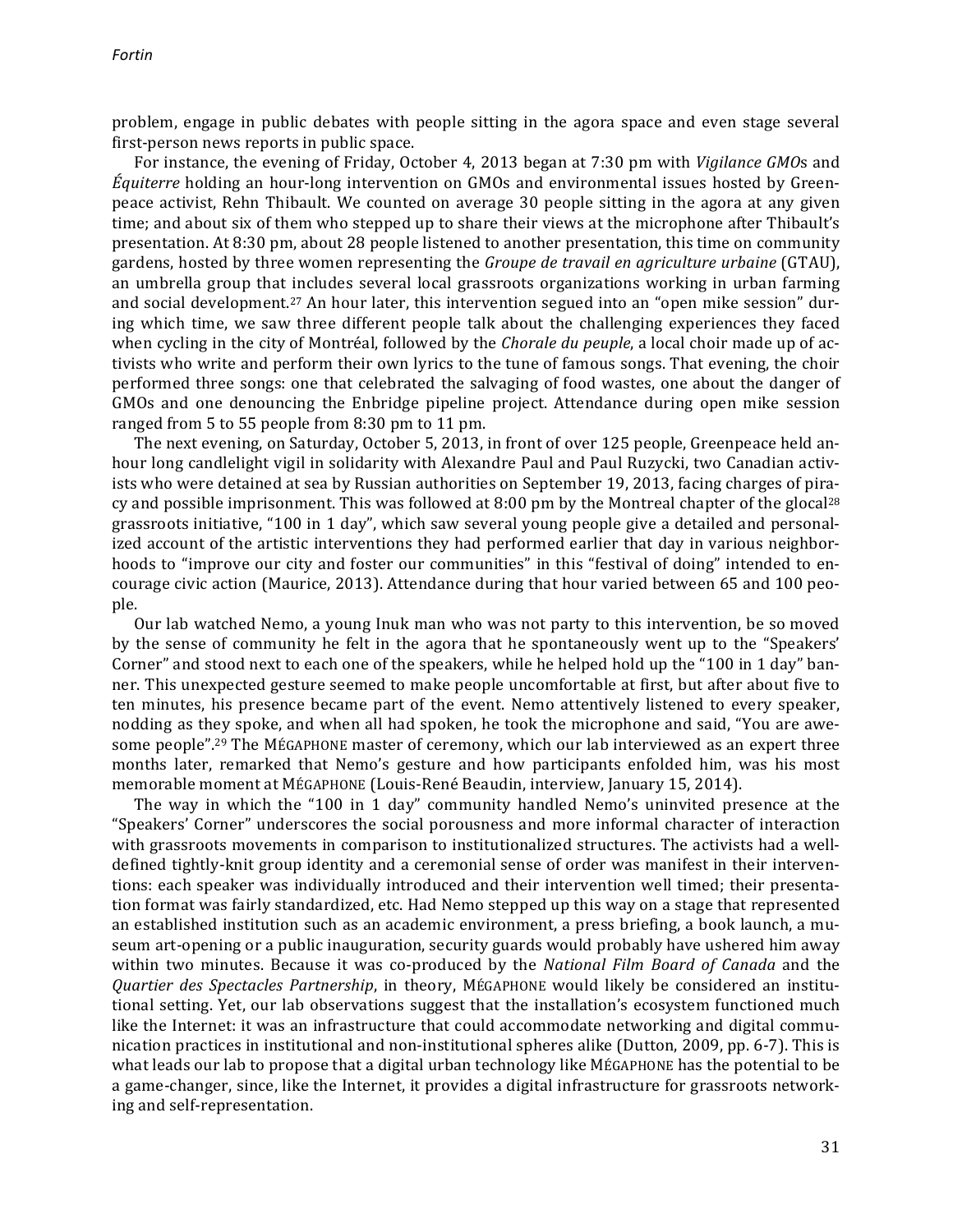problem, engage in public debates with people sitting in the agora space and even stage several first-person news reports in public space.

For instance, the evening of Friday, October 4, 2013 began at 7:30 pm with *Vigilance GMOs* and *Équiterre* holding an hour-long intervention on GMOs and environmental issues hosted by Greenpeace activist, Rehn Thibault. We counted on average 30 people sitting in the agora at any given time; and about six of them who stepped up to share their views at the microphone after Thibault's presentation. At 8:30 pm, about 28 people listened to another presentation, this time on community gardens, hosted by three women representing the *Groupe de travail en agriculture urbaine* (GTAU), an umbrella group that includes several local grassroots organizations working in urban farming and social development.[27] An hour later, this intervention segued into an "open mike session" during which time, we saw three different people talk about the challenging experiences they faced when cycling in the city of Montréal, followed by the *Chorale du peuple*, a local choir made up of activists who write and perform their own lyrics to the tune of famous songs. That evening, the choir performed three songs: one that celebrated the salvaging of food wastes, one about the danger of GMOs and one denouncing the Enbridge pipeline project. Attendance during open mike session ranged from 5 to 55 people from 8:30 pm to 11 pm.

The next evening, on Saturday, October 5, 2013, in front of over 125 people, Greenpeace held anhour long candlelight vigil in solidarity with Alexandre Paul and Paul Ruzycki, two Canadian activists who were detained at sea by Russian authorities on September 19, 2013, facing charges of piracy and possible imprisonment. This was followed at 8:00 pm by the Montreal chapter of the glocal[28] grassroots initiative, "100 in 1 day", which saw several young people give a detailed and personalized account of the artistic interventions they had performed earlier that day in various neighborhoods to "improve our city and foster our communities" in this "festival of doing" intended to encourage civic action (Maurice, 2013). Attendance during that hour varied between 65 and 100 people.

Our lab watched Nemo, a young Inuk man who was not party to this intervention, be so moved by the sense of community he felt in the agora that he spontaneously went up to the "Speakers' Corner" and stood next to each one of the speakers, while he helped hold up the "100 in 1 day" banner. This unexpected gesture seemed to make people uncomfortable at first, but after about five to ten minutes, his presence became part of the event. Nemo attentively listened to every speaker, nodding as they spoke, and when all had spoken, he took the microphone and said, "You are awesome people".[29] The MÉGAPHONE master of ceremony, which our lab interviewed as an expert three months later, remarked that Nemo's gesture and how participants enfolded him, was his most memorable moment at MÉGAPHONE (Louis-René Beaudin, interview, January 15, 2014).

The way in which the "100 in 1 day" community handled Nemo's uninvited presence at the "Speakers' Corner" underscores the social porousness and more informal character of interaction with grassroots movements in comparison to institutionalized structures. The activists had a well-defined tightly-knit group identity and a ceremonial sense of order was manifest in their interventions: each speaker was individually introduced and their intervention well timed; their presentation format was fairly standardized, etc. Had Nemo stepped up this way on a stage that represented an established institution such as an academic environment, a press briefing, a book launch, a museum art-opening or a public inauguration, security guards would probably have ushered him away within two minutes. Because it was co-produced by the *National Film Board of Canada* and the *Quartier des Spectacles Partnership*, in theory, MÉGAPHONE would likely be considered an institutional setting. Yet, our lab observations suggest that the installation's ecosystem functioned much like the Internet: it was an infrastructure that could accommodate networking and digital communication practices in institutional and non-institutional spheres alike (Dutton, 2009, pp. 6-7). This is what leads our lab to propose that a digital urban technology like MÉGAPHONE has the potential to be a game-changer, since, like the Internet, it provides a digital infrastructure for grassroots networking and self-representation.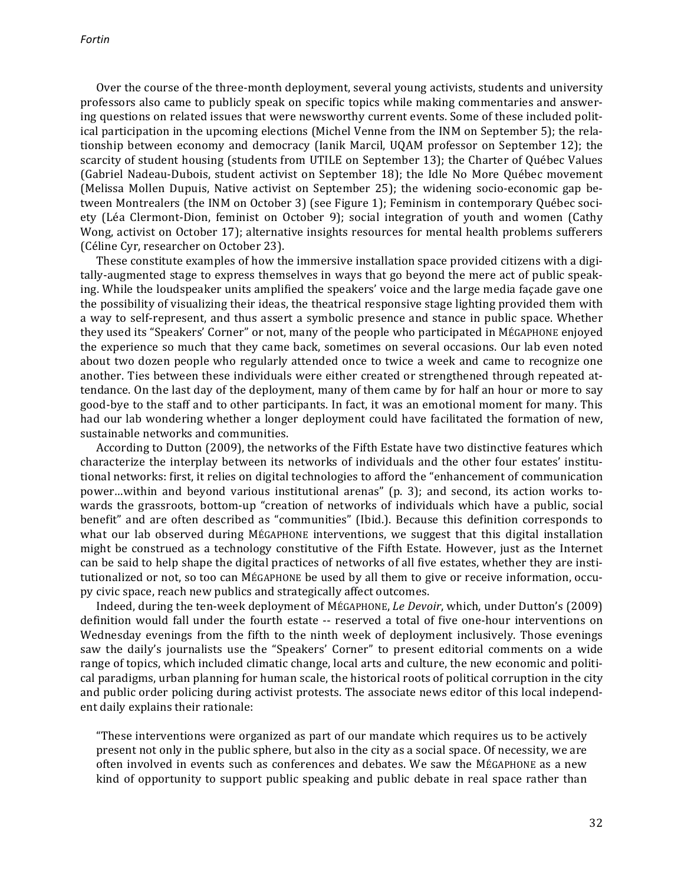Over the course of the three-month deployment, several young activists, students and university professors also came to publicly speak on specific topics while making commentaries and answering questions on related issues that were newsworthy current events. Some of these included political participation in the upcoming elections (Michel Venne from the INM on September 5); the relationship between economy and democracy (Ianik Marcil, UQAM professor on September 12); the scarcity of student housing (students from UTILE on September 13); the Charter of Québec Values (Gabriel Nadeau-Dubois, student activist on September 18); the Idle No More Québec movement (Melissa Mollen Dupuis, Native activist on September 25); the widening socio-economic gap between Montrealers (the INM on October 3) (see Figure 1); Feminism in contemporary Québec society (Léa Clermont-Dion, feminist on October 9); social integration of youth and women (Cathy Wong, activist on October 17); alternative insights resources for mental health problems sufferers (Céline Cyr, researcher on October 23).

These constitute examples of how the immersive installation space provided citizens with a digitally-augmented stage to express themselves in ways that go beyond the mere act of public speaking. While the loudspeaker units amplified the speakers' voice and the large media façade gave one the possibility of visualizing their ideas, the theatrical responsive stage lighting provided them with a way to self-represent, and thus assert a symbolic presence and stance in public space. Whether they used its "Speakers' Corner" or not, many of the people who participated in MÉGAPHONE enjoyed the experience so much that they came back, sometimes on several occasions. Our lab even noted about two dozen people who regularly attended once to twice a week and came to recognize one another. Ties between these individuals were either created or strengthened through repeated attendance. On the last day of the deployment, many of them came by for half an hour or more to say good-bye to the staff and to other participants. In fact, it was an emotional moment for many. This had our lab wondering whether a longer deployment could have facilitated the formation of new, sustainable networks and communities.

According to Dutton (2009), the networks of the Fifth Estate have two distinctive features which characterize the interplay between its networks of individuals and the other four estates' institutional networks: first, it relies on digital technologies to afford the "enhancement of communication power…within and beyond various institutional arenas" (p. 3); and second, its action works towards the grassroots, bottom-up "creation of networks of individuals which have a public, social benefit" and are often described as "communities" (Ibid.). Because this definition corresponds to what our lab observed during MÉGAPHONE interventions, we suggest that this digital installation might be construed as a technology constitutive of the Fifth Estate. However, just as the Internet can be said to help shape the digital practices of networks of all five estates, whether they are institutionalized or not, so too can MÉGAPHONE be used by all them to give or receive information, occupy civic space, reach new publics and strategically affect outcomes.

Indeed, during the ten-week deployment of MÉGAPHONE, *Le Devoir*, which, under Dutton's (2009) definition would fall under the fourth estate -- reserved a total of five one-hour interventions on Wednesday evenings from the fifth to the ninth week of deployment inclusively. Those evenings saw the daily's journalists use the "Speakers' Corner" to present editorial comments on a wide range of topics, which included climatic change, local arts and culture, the new economic and political paradigms, urban planning for human scale, the historical roots of political corruption in the city and public order policing during activist protests. The associate news editor of this local independent daily explains their rationale:

> "These interventions were organized as part of our mandate which requires us to be actively present not only in the public sphere, but also in the city as a social space. Of necessity, we are often involved in events such as conferences and debates. We saw the MÉGAPHONE as a new kind of opportunity to support public speaking and public debate in real space rather than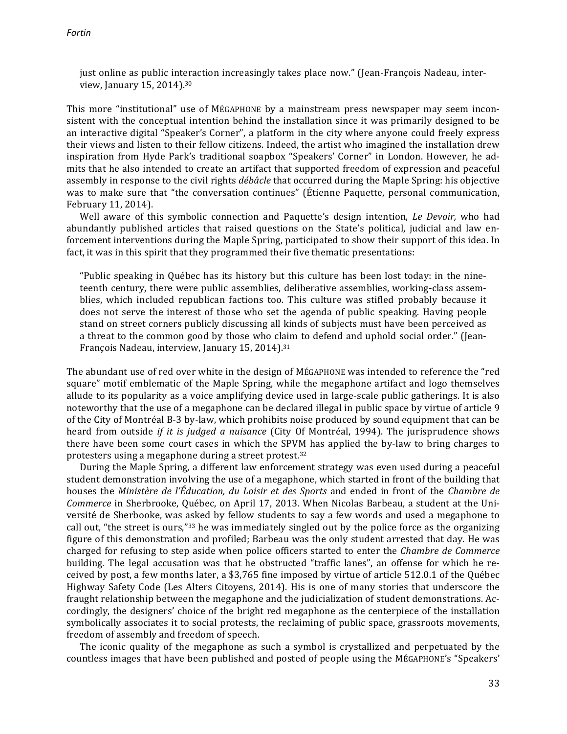just online as public interaction increasingly takes place now." (Jean-François Nadeau, interview, January 15, 2014).[30]

This more "institutional" use of MÉGAPHONE by a mainstream press newspaper may seem inconsistent with the conceptual intention behind the installation since it was primarily designed to be an interactive digital "Speaker's Corner", a platform in the city where anyone could freely express their views and listen to their fellow citizens. Indeed, the artist who imagined the installation drew inspiration from Hyde Park's traditional soapbox "Speakers' Corner" in London. However, he admits that he also intended to create an artifact that supported freedom of expression and peaceful assembly in response to the civil rights *débâcle* that occurred during the Maple Spring: his objective was to make sure that "the conversation continues" (Étienne Paquette, personal communication, February 11, 2014).

Well aware of this symbolic connection and Paquette's design intention, *Le Devoir,* who had abundantly published articles that raised questions on the State's political, judicial and law enforcement interventions during the Maple Spring, participated to show their support of this idea. In fact, it was in this spirit that they programmed their five thematic presentations:

> "Public speaking in Québec has its history but this culture has been lost today: in the nineteenth century, there were public assemblies, deliberative assemblies, working-class assemblies, which included republican factions too. This culture was stifled probably because it does not serve the interest of those who set the agenda of public speaking. Having people stand on street corners publicly discussing all kinds of subjects must have been perceived as a threat to the common good by those who claim to defend and uphold social order." (Jean-François Nadeau, interview, January 15, 2014).[31]

The abundant use of red over white in the design of MÉGAPHONE was intended to reference the "red square" motif emblematic of the Maple Spring, while the megaphone artifact and logo themselves allude to its popularity as a voice amplifying device used in large-scale public gatherings. It is also noteworthy that the use of a megaphone can be declared illegal in public space by virtue of article 9 of the City of Montréal B-3 by-law, which prohibits noise produced by sound equipment that can be heard from outside *if it is judged a nuisance* (City Of Montréal, 1994). The jurisprudence shows there have been some court cases in which the SPVM has applied the by-law to bring charges to protesters using a megaphone during a street protest.[32]

During the Maple Spring, a different law enforcement strategy was even used during a peaceful student demonstration involving the use of a megaphone, which started in front of the building that houses the *Ministère de l'Éducation, du Loisir et des Sports* and ended in front of the *Chambre de Commerce* in Sherbrooke, Québec, on April 17, 2013. When Nicolas Barbeau, a student at the Université de Sherbooke, was asked by fellow students to say a few words and used a megaphone to call out, "the street is ours,"[33] he was immediately singled out by the police force as the organizing figure of this demonstration and profiled; Barbeau was the only student arrested that day. He was charged for refusing to step aside when police officers started to enter the *Chambre de Commerce* building. The legal accusation was that he obstructed "traffic lanes", an offense for which he received by post, a few months later, a $3,765 fine imposed by virtue of article 512.0.1 of the Québec Highway Safety Code (Les Alters Citoyens, 2014). His is one of many stories that underscore the fraught relationship between the megaphone and the judicialization of student demonstrations. Accordingly, the designers' choice of the bright red megaphone as the centerpiece of the installation symbolically associates it to social protests, the reclaiming of public space, grassroots movements, freedom of assembly and freedom of speech.

The iconic quality of the megaphone as such a symbol is crystallized and perpetuated by the countless images that have been published and posted of people using the MÉGAPHONE's "Speakers'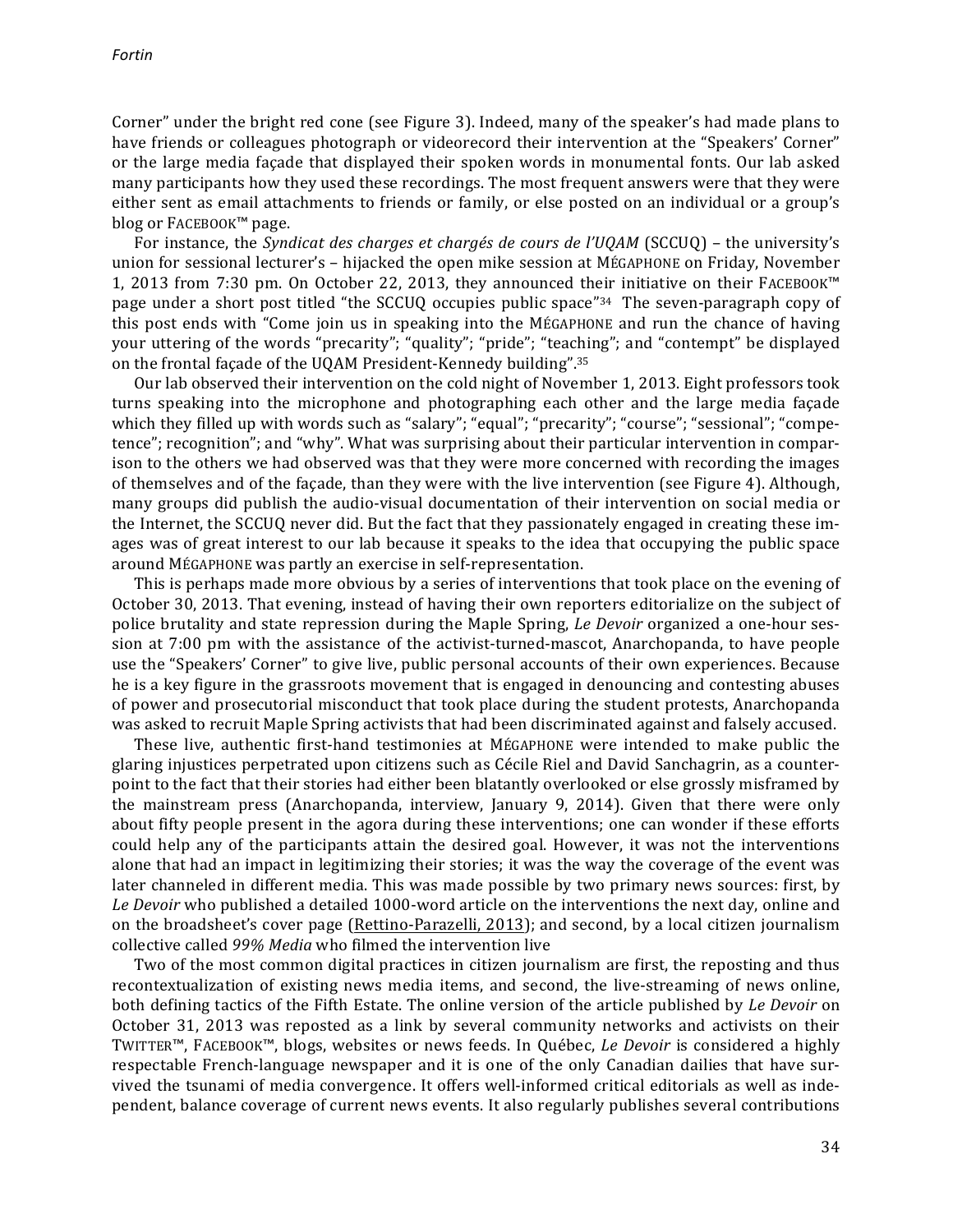Corner" under the bright red cone (see Figure 3). Indeed, many of the speaker's had made plans to have friends or colleagues photograph or videorecord their intervention at the "Speakers' Corner" or the large media façade that displayed their spoken words in monumental fonts. Our lab asked many participants how they used these recordings. The most frequent answers were that they were either sent as email attachments to friends or family, or else posted on an individual or a group's blog or FACEBOOK™ page.

For instance, the *Syndicat des charges et chargés de cours de l'UQAM* (SCCUQ) – the university's union for sessional lecturer's – hijacked the open mike session at MÉGAPHONE on Friday, November 1, 2013 from 7:30 pm. On October 22, 2013, they announced their initiative on their FACEBOOK™ page under a short post titled "the SCCUQ occupies public space"[34] The seven-paragraph copy of this post ends with "Come join us in speaking into the MÉGAPHONE and run the chance of having your uttering of the words "precarity"; "quality"; "pride"; "teaching"; and "contempt" be displayed on the frontal façade of the UQAM President-Kennedy building".[35]

Our lab observed their intervention on the cold night of November 1, 2013. Eight professors took turns speaking into the microphone and photographing each other and the large media façade which they filled up with words such as "salary"; "equal"; "precarity"; "course"; "sessional"; "competence"; recognition"; and "why". What was surprising about their particular intervention in comparison to the others we had observed was that they were more concerned with recording the images of themselves and of the façade, than they were with the live intervention (see Figure 4). Although, many groups did publish the audio-visual documentation of their intervention on social media or the Internet, the SCCUQ never did. But the fact that they passionately engaged in creating these images was of great interest to our lab because it speaks to the idea that occupying the public space around MÉGAPHONE was partly an exercise in self-representation.

This is perhaps made more obvious by a series of interventions that took place on the evening of October 30, 2013. That evening, instead of having their own reporters editorialize on the subject of police brutality and state repression during the Maple Spring, *Le Devoir* organized a one-hour session at 7:00 pm with the assistance of the activist-turned-mascot, Anarchopanda, to have people use the "Speakers' Corner" to give live, public personal accounts of their own experiences. Because he is a key figure in the grassroots movement that is engaged in denouncing and contesting abuses of power and prosecutorial misconduct that took place during the student protests, Anarchopanda was asked to recruit Maple Spring activists that had been discriminated against and falsely accused.

These live, authentic first-hand testimonies at MÉGAPHONE were intended to make public the glaring injustices perpetrated upon citizens such as Cécile Riel and David Sanchagrin, as a counterpoint to the fact that their stories had either been blatantly overlooked or else grossly misframed by the mainstream press (Anarchopanda, interview, January 9, 2014). Given that there were only about fifty people present in the agora during these interventions; one can wonder if these efforts could help any of the participants attain the desired goal. However, it was not the interventions alone that had an impact in legitimizing their stories; it was the way the coverage of the event was later channeled in different media. This was made possible by two primary news sources: first, by *Le Devoir* who published a detailed 1000-word article on the interventions the next day, online and on the broadsheet's cover page (Rettino-Parazelli, 2013); and second, by a local citizen journalism collective called *99% Media* who filmed the intervention live

Two of the most common digital practices in citizen journalism are first, the reposting and thus recontextualization of existing news media items, and second, the live-streaming of news online, both defining tactics of the Fifth Estate. The online version of the article published by *Le Devoir* on October 31, 2013 was reposted as a link by several community networks and activists on their TWITTER™, FACEBOOK™, blogs, websites or news feeds. In Québec, *Le Devoir* is considered a highly respectable French-language newspaper and it is one of the only Canadian dailies that have survived the tsunami of media convergence. It offers well-informed critical editorials as well as independent, balance coverage of current news events. It also regularly publishes several contributions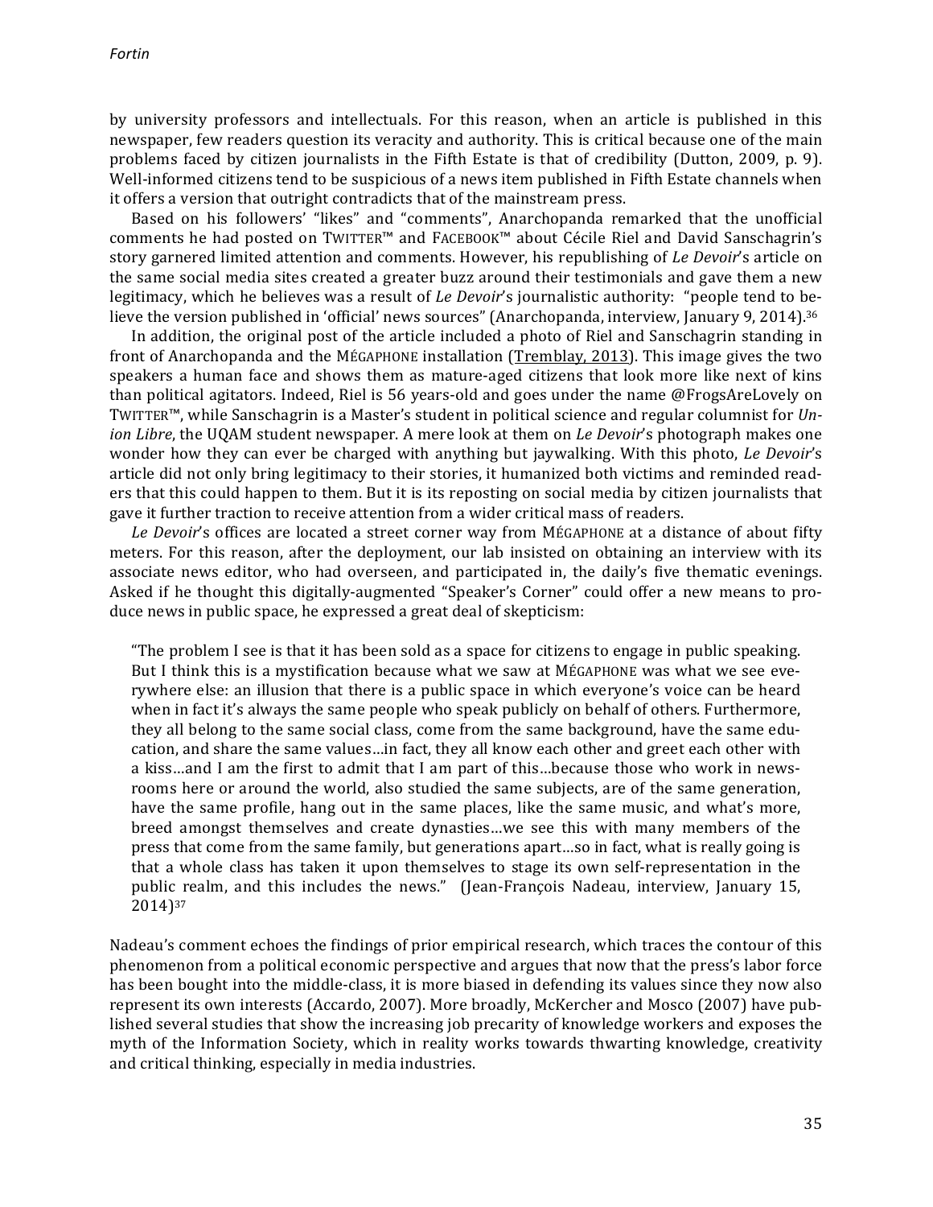by university professors and intellectuals. For this reason, when an article is published in this newspaper, few readers question its veracity and authority. This is critical because one of the main problems faced by citizen journalists in the Fifth Estate is that of credibility (Dutton, 2009, p. 9). Well-informed citizens tend to be suspicious of a news item published in Fifth Estate channels when it offers a version that outright contradicts that of the mainstream press.

Based on his followers' "likes" and "comments", Anarchopanda remarked that the unofficial comments he had posted on TWITTER™ and FACEBOOK™ about Cécile Riel and David Sanschagrin's story garnered limited attention and comments. However, his republishing of *Le Devoir*'s article on the same social media sites created a greater buzz around their testimonials and gave them a new legitimacy, which he believes was a result of *Le Devoir*'s journalistic authority: "people tend to believe the version published in 'official' news sources" (Anarchopanda, interview, January 9, 2014).[36]

In addition, the original post of the article included a photo of Riel and Sanschagrin standing in front of Anarchopanda and the MÉGAPHONE installation (Tremblay, 2013). This image gives the two speakers a human face and shows them as mature-aged citizens that look more like next of kins than political agitators. Indeed, Riel is 56 years-old and goes under the name @FrogsAreLovely on TWITTER™, while Sanschagrin is a Master's student in political science and regular columnist for *Union Libre*, the UQAM student newspaper. A mere look at them on *Le Devoir*'s photograph makes one wonder how they can ever be charged with anything but jaywalking. With this photo, *Le Devoir*'s article did not only bring legitimacy to their stories, it humanized both victims and reminded readers that this could happen to them. But it is its reposting on social media by citizen journalists that gave it further traction to receive attention from a wider critical mass of readers.

*Le Devoir*'s offices are located a street corner way from MÉGAPHONE at a distance of about fifty meters. For this reason, after the deployment, our lab insisted on obtaining an interview with its associate news editor, who had overseen, and participated in, the daily's five thematic evenings. Asked if he thought this digitally-augmented "Speaker's Corner" could offer a new means to produce news in public space, he expressed a great deal of skepticism:

> "The problem I see is that it has been sold as a space for citizens to engage in public speaking. But I think this is a mystification because what we saw at MÉGAPHONE was what we see everywhere else: an illusion that there is a public space in which everyone's voice can be heard when in fact it's always the same people who speak publicly on behalf of others. Furthermore, they all belong to the same social class, come from the same background, have the same education, and share the same values…in fact, they all know each other and greet each other with a kiss…and I am the first to admit that I am part of this…because those who work in newsrooms here or around the world, also studied the same subjects, are of the same generation, have the same profile, hang out in the same places, like the same music, and what's more, breed amongst themselves and create dynasties…we see this with many members of the press that come from the same family, but generations apart…so in fact, what is really going is that a whole class has taken it upon themselves to stage its own self-representation in the public realm, and this includes the news." (Jean-François Nadeau, interview, January 15, 2014)[37]

Nadeau's comment echoes the findings of prior empirical research, which traces the contour of this phenomenon from a political economic perspective and argues that now that the press's labor force has been bought into the middle-class, it is more biased in defending its values since they now also represent its own interests (Accardo, 2007). More broadly, McKercher and Mosco (2007) have published several studies that show the increasing job precarity of knowledge workers and exposes the myth of the Information Society, which in reality works towards thwarting knowledge, creativity and critical thinking, especially in media industries.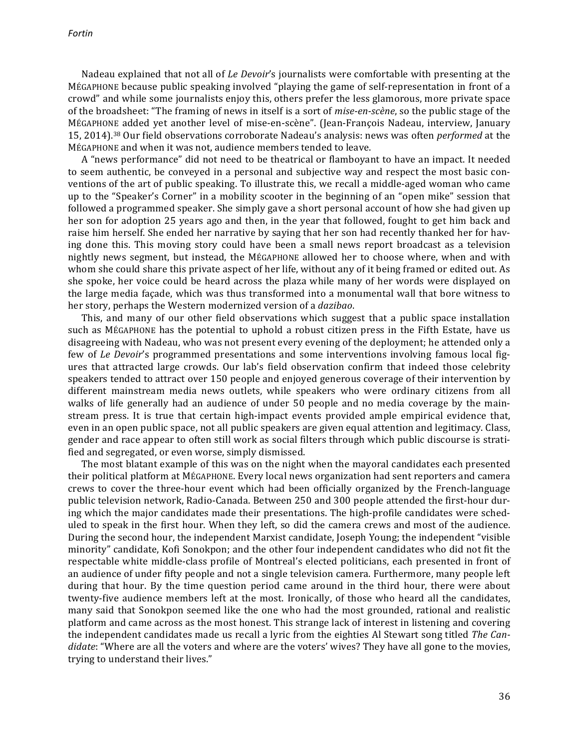Nadeau explained that not all of *Le Devoir*'s journalists were comfortable with presenting at the MÉGAPHONE because public speaking involved "playing the game of self-representation in front of a crowd" and while some journalists enjoy this, others prefer the less glamorous, more private space of the broadsheet: "The framing of news in itself is a sort of *mise-en-scène*, so the public stage of the MÉGAPHONE added yet another level of mise-en-scène". (Jean-François Nadeau, interview, January 15, 2014).[38] Our field observations corroborate Nadeau's analysis: news was often *performed* at the MÉGAPHONE and when it was not, audience members tended to leave.

A "news performance" did not need to be theatrical or flamboyant to have an impact. It needed to seem authentic, be conveyed in a personal and subjective way and respect the most basic conventions of the art of public speaking. To illustrate this, we recall a middle-aged woman who came up to the "Speaker's Corner" in a mobility scooter in the beginning of an "open mike" session that followed a programmed speaker. She simply gave a short personal account of how she had given up her son for adoption 25 years ago and then, in the year that followed, fought to get him back and raise him herself. She ended her narrative by saying that her son had recently thanked her for having done this. This moving story could have been a small news report broadcast as a television nightly news segment, but instead, the MÉGAPHONE allowed her to choose where, when and with whom she could share this private aspect of her life, without any of it being framed or edited out. As she spoke, her voice could be heard across the plaza while many of her words were displayed on the large media façade, which was thus transformed into a monumental wall that bore witness to her story, perhaps the Western modernized version of a *dazibao*.

This, and many of our other field observations which suggest that a public space installation such as MÉGAPHONE has the potential to uphold a robust citizen press in the Fifth Estate, have us disagreeing with Nadeau, who was not present every evening of the deployment; he attended only a few of *Le Devoir*'s programmed presentations and some interventions involving famous local figures that attracted large crowds. Our lab's field observation confirm that indeed those celebrity speakers tended to attract over 150 people and enjoyed generous coverage of their intervention by different mainstream media news outlets, while speakers who were ordinary citizens from all walks of life generally had an audience of under 50 people and no media coverage by the mainstream press. It is true that certain high-impact events provided ample empirical evidence that, even in an open public space, not all public speakers are given equal attention and legitimacy. Class, gender and race appear to often still work as social filters through which public discourse is stratified and segregated, or even worse, simply dismissed.

The most blatant example of this was on the night when the mayoral candidates each presented their political platform at MÉGAPHONE. Every local news organization had sent reporters and camera crews to cover the three-hour event which had been officially organized by the French-language public television network, Radio-Canada. Between 250 and 300 people attended the first-hour during which the major candidates made their presentations. The high-profile candidates were scheduled to speak in the first hour. When they left, so did the camera crews and most of the audience. During the second hour, the independent Marxist candidate, Joseph Young; the independent "visible minority" candidate, Kofi Sonokpon; and the other four independent candidates who did not fit the respectable white middle-class profile of Montreal's elected politicians, each presented in front of an audience of under fifty people and not a single television camera. Furthermore, many people left during that hour. By the time question period came around in the third hour, there were about twenty-five audience members left at the most. Ironically, of those who heard all the candidates, many said that Sonokpon seemed like the one who had the most grounded, rational and realistic platform and came across as the most honest. This strange lack of interest in listening and covering the independent candidates made us recall a lyric from the eighties Al Stewart song titled *The Candidate*: "Where are all the voters and where are the voters' wives? They have all gone to the movies, trying to understand their lives."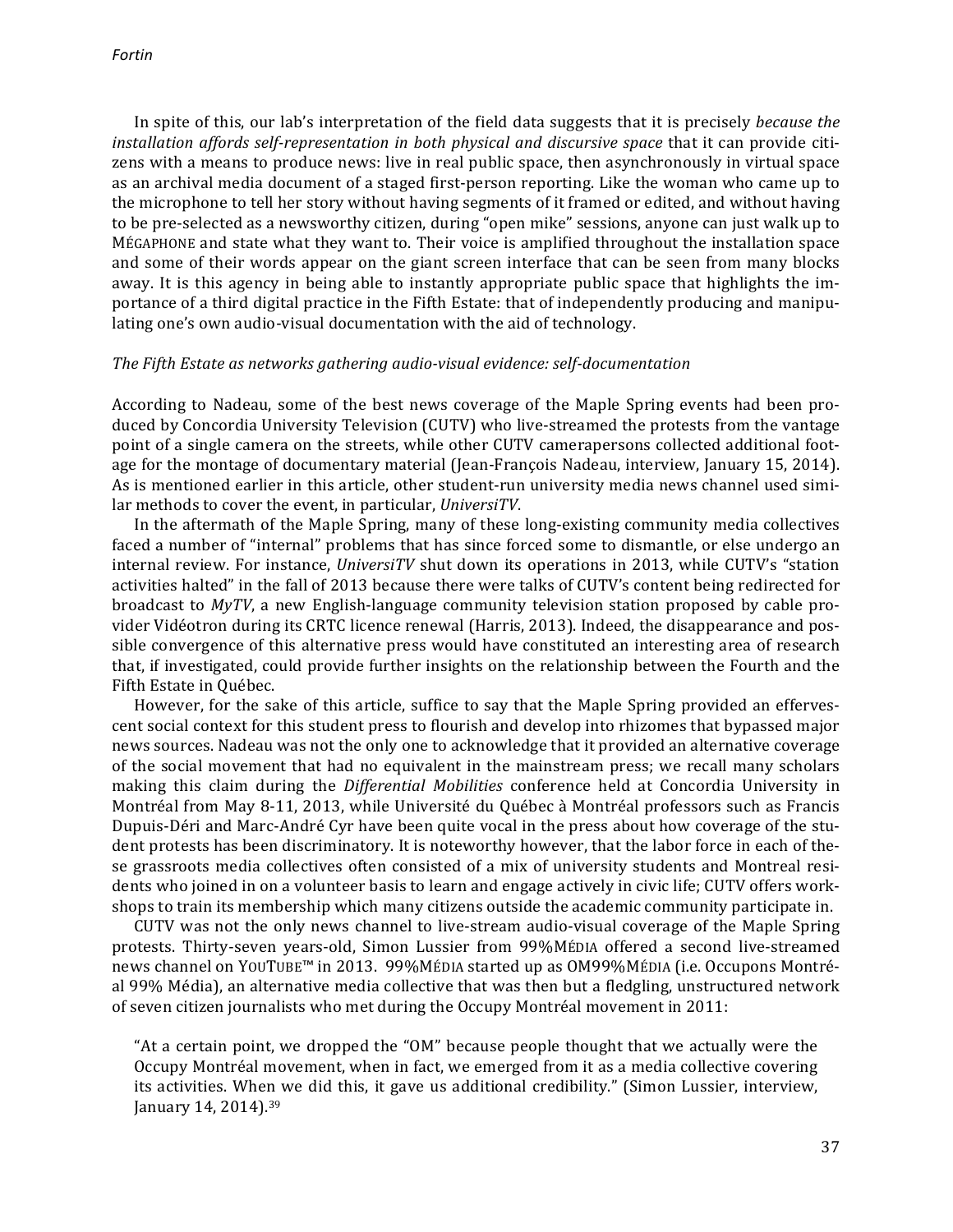In spite of this, our lab's interpretation of the field data suggests that it is precisely *because the installation affords self-representation in both physical and discursive space* that it can provide citizens with a means to produce news: live in real public space, then asynchronously in virtual space as an archival media document of a staged first-person reporting. Like the woman who came up to the microphone to tell her story without having segments of it framed or edited, and without having to be pre-selected as a newsworthy citizen, during "open mike" sessions, anyone can just walk up to MÉGAPHONE and state what they want to. Their voice is amplified throughout the installation space and some of their words appear on the giant screen interface that can be seen from many blocks away. It is this agency in being able to instantly appropriate public space that highlights the importance of a third digital practice in the Fifth Estate: that of independently producing and manipulating one's own audio-visual documentation with the aid of technology.

*The Fifth Estate as networks gathering audio-visual evidence: self-documentation*

According to Nadeau, some of the best news coverage of the Maple Spring events had been produced by Concordia University Television (CUTV) who live-streamed the protests from the vantage point of a single camera on the streets, while other CUTV camerapersons collected additional footage for the montage of documentary material (Jean-François Nadeau, interview, January 15, 2014). As is mentioned earlier in this article, other student-run university media news channel used similar methods to cover the event, in particular, *UniversiTV*.

In the aftermath of the Maple Spring, many of these long-existing community media collectives faced a number of "internal" problems that has since forced some to dismantle, or else undergo an internal review. For instance, *UniversiTV* shut down its operations in 2013, while CUTV's "station activities halted" in the fall of 2013 because there were talks of CUTV's content being redirected for broadcast to *MyTV*, a new English-language community television station proposed by cable provider Vidéotron during its CRTC licence renewal (Harris, 2013). Indeed, the disappearance and possible convergence of this alternative press would have constituted an interesting area of research that, if investigated, could provide further insights on the relationship between the Fourth and the Fifth Estate in Québec.

However, for the sake of this article, suffice to say that the Maple Spring provided an effervescent social context for this student press to flourish and develop into rhizomes that bypassed major news sources. Nadeau was not the only one to acknowledge that it provided an alternative coverage of the social movement that had no equivalent in the mainstream press; we recall many scholars making this claim during the *Differential Mobilities* conference held at Concordia University in Montréal from May 8-11, 2013, while Université du Québec à Montréal professors such as Francis Dupuis-Déri and Marc-André Cyr have been quite vocal in the press about how coverage of the student protests has been discriminatory. It is noteworthy however, that the labor force in each of these grassroots media collectives often consisted of a mix of university students and Montreal residents who joined in on a volunteer basis to learn and engage actively in civic life; CUTV offers workshops to train its membership which many citizens outside the academic community participate in.

CUTV was not the only news channel to live-stream audio-visual coverage of the Maple Spring protests. Thirty-seven years-old, Simon Lussier from 99%MÉDIA offered a second live-streamed news channel on YOUTUBE™ in 2013. 99%MÉDIA started up as OM99%MÉDIA (i.e. Occupons Montréal 99% Média), an alternative media collective that was then but a fledgling, unstructured network of seven citizen journalists who met during the Occupy Montréal movement in 2011:

> "At a certain point, we dropped the "OM" because people thought that we actually were the Occupy Montréal movement, when in fact, we emerged from it as a media collective covering its activities. When we did this, it gave us additional credibility." (Simon Lussier, interview, January 14, 2014).[39]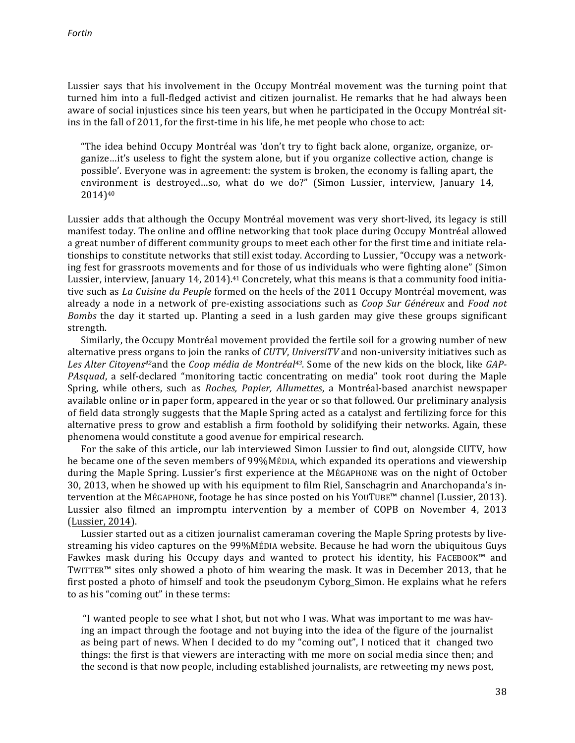Lussier says that his involvement in the Occupy Montréal movement was the turning point that turned him into a full-fledged activist and citizen journalist. He remarks that he had always been aware of social injustices since his teen years, but when he participated in the Occupy Montréal sit-ins in the fall of 2011, for the first-time in his life, he met people who chose to act:

> "The idea behind Occupy Montréal was 'don't try to fight back alone, organize, organize, organize…it's useless to fight the system alone, but if you organize collective action, change is possible'. Everyone was in agreement: the system is broken, the economy is falling apart, the environment is destroyed…so, what do we do?" (Simon Lussier, interview, January 14, 2014)[40]

Lussier adds that although the Occupy Montréal movement was very short-lived, its legacy is still manifest today. The online and offline networking that took place during Occupy Montréal allowed a great number of different community groups to meet each other for the first time and initiate relationships to constitute networks that still exist today. According to Lussier, "Occupy was a networking fest for grassroots movements and for those of us individuals who were fighting alone" (Simon Lussier, interview, January 14, 2014).[41] Concretely, what this means is that a community food initiative such as *La Cuisine du Peuple* formed on the heels of the 2011 Occupy Montréal movement, was already a node in a network of pre-existing associations such as *Coop Sur Généreux* and *Food not Bombs* the day it started up. Planting a seed in a lush garden may give these groups significant strength.

Similarly, the Occupy Montréal movement provided the fertile soil for a growing number of new alternative press organs to join the ranks of *CUTV*, *UniversiTV* and non-university initiatives such as *Les Alter Citoyens*[42] and the *Coop média de Montréal*[43]. Some of the new kids on the block, like *GAP-PAsquad*, a self-declared "monitoring tactic concentrating on media" took root during the Maple Spring, while others, such as *Roches, Papier, Allumettes*, a Montréal-based anarchist newspaper available online or in paper form, appeared in the year or so that followed. Our preliminary analysis of field data strongly suggests that the Maple Spring acted as a catalyst and fertilizing force for this alternative press to grow and establish a firm foothold by solidifying their networks. Again, these phenomena would constitute a good avenue for empirical research.

For the sake of this article, our lab interviewed Simon Lussier to find out, alongside CUTV, how he became one of the seven members of 99%MÉDIA, which expanded its operations and viewership during the Maple Spring. Lussier's first experience at the MÉGAPHONE was on the night of October 30, 2013, when he showed up with his equipment to film Riel, Sanschagrin and Anarchopanda's intervention at the MÉGAPHONE, footage he has since posted on his YOUTUBE™ channel (Lussier, 2013). Lussier also filmed an impromptu intervention by a member of COPB on November 4, 2013 (Lussier, 2014).

Lussier started out as a citizen journalist cameraman covering the Maple Spring protests by live-streaming his video captures on the 99%MÉDIA website. Because he had worn the ubiquitous Guys Fawkes mask during his Occupy days and wanted to protect his identity, his FACEBOOK™ and TWITTER™ sites only showed a photo of him wearing the mask. It was in December 2013, that he first posted a photo of himself and took the pseudonym Cyborg_Simon. He explains what he refers to as his "coming out" in these terms:

> "I wanted people to see what I shot, but not who I was. What was important to me was having an impact through the footage and not buying into the idea of the figure of the journalist as being part of news. When I decided to do my "coming out", I noticed that it changed two things: the first is that viewers are interacting with me more on social media since then; and the second is that now people, including established journalists, are retweeting my news post,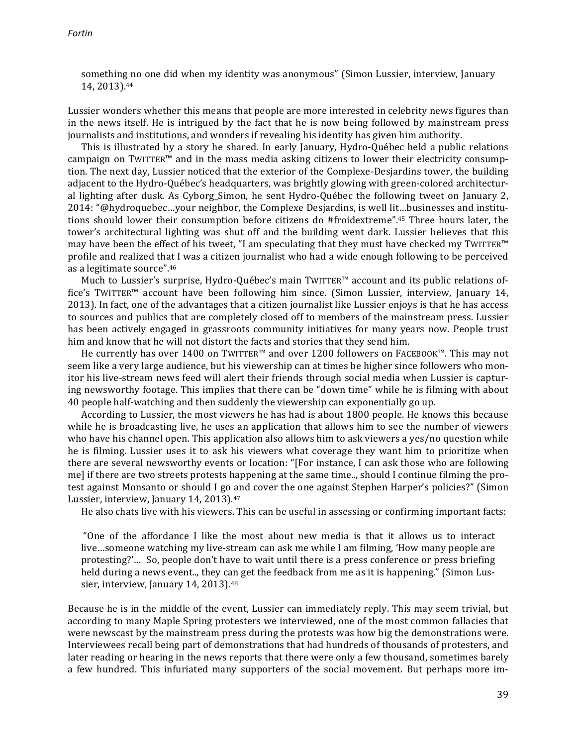something no one did when my identity was anonymous" (Simon Lussier, interview, January 14, 2013).[44]

Lussier wonders whether this means that people are more interested in celebrity news figures than in the news itself. He is intrigued by the fact that he is now being followed by mainstream press journalists and institutions, and wonders if revealing his identity has given him authority.

This is illustrated by a story he shared. In early January, Hydro-Québec held a public relations campaign on TWITTER™ and in the mass media asking citizens to lower their electricity consumption. The next day, Lussier noticed that the exterior of the Complexe-Desjardins tower, the building adjacent to the Hydro-Québec's headquarters, was brightly glowing with green-colored architectural lighting after dusk. As Cyborg_Simon, he sent Hydro-Québec the following tweet on January 2, 2014: "@hydroquebec…your neighbor, the Complexe Desjardins, is well lit…businesses and institutions should lower their consumption before citizens do #froidextreme".[45] Three hours later, the tower's architectural lighting was shut off and the building went dark. Lussier believes that this may have been the effect of his tweet, "I am speculating that they must have checked my TWITTER™ profile and realized that I was a citizen journalist who had a wide enough following to be perceived as a legitimate source".[46]

Much to Lussier's surprise, Hydro-Québec's main TWITTER™ account and its public relations office's TWITTER™ account have been following him since. (Simon Lussier, interview, January 14, 2013). In fact, one of the advantages that a citizen journalist like Lussier enjoys is that he has access to sources and publics that are completely closed off to members of the mainstream press. Lussier has been actively engaged in grassroots community initiatives for many years now. People trust him and know that he will not distort the facts and stories that they send him.

He currently has over 1400 on TWITTER™ and over 1200 followers on FACEBOOK™. This may not seem like a very large audience, but his viewership can at times be higher since followers who monitor his live-stream news feed will alert their friends through social media when Lussier is capturing newsworthy footage. This implies that there can be "down time" while he is filming with about 40 people half-watching and then suddenly the viewership can exponentially go up.

According to Lussier, the most viewers he has had is about 1800 people. He knows this because while he is broadcasting live, he uses an application that allows him to see the number of viewers who have his channel open. This application also allows him to ask viewers a yes/no question while he is filming. Lussier uses it to ask his viewers what coverage they want him to prioritize when there are several newsworthy events or location: "[For instance, I can ask those who are following me] if there are two streets protests happening at the same time.., should I continue filming the protest against Monsanto or should I go and cover the one against Stephen Harper's policies?" (Simon Lussier, interview, January 14, 2013).[47]

He also chats live with his viewers. This can be useful in assessing or confirming important facts:

> "One of the affordance I like the most about new media is that it allows us to interact live…someone watching my live-stream can ask me while I am filming, 'How many people are protesting?'… So, people don't have to wait until there is a press conference or press briefing held during a news event.., they can get the feedback from me as it is happening." (Simon Lussier, interview, January 14, 2013).[48]

Because he is in the middle of the event, Lussier can immediately reply. This may seem trivial, but according to many Maple Spring protesters we interviewed, one of the most common fallacies that were newscast by the mainstream press during the protests was how big the demonstrations were. Interviewees recall being part of demonstrations that had hundreds of thousands of protesters, and later reading or hearing in the news reports that there were only a few thousand, sometimes barely a few hundred. This infuriated many supporters of the social movement. But perhaps more im-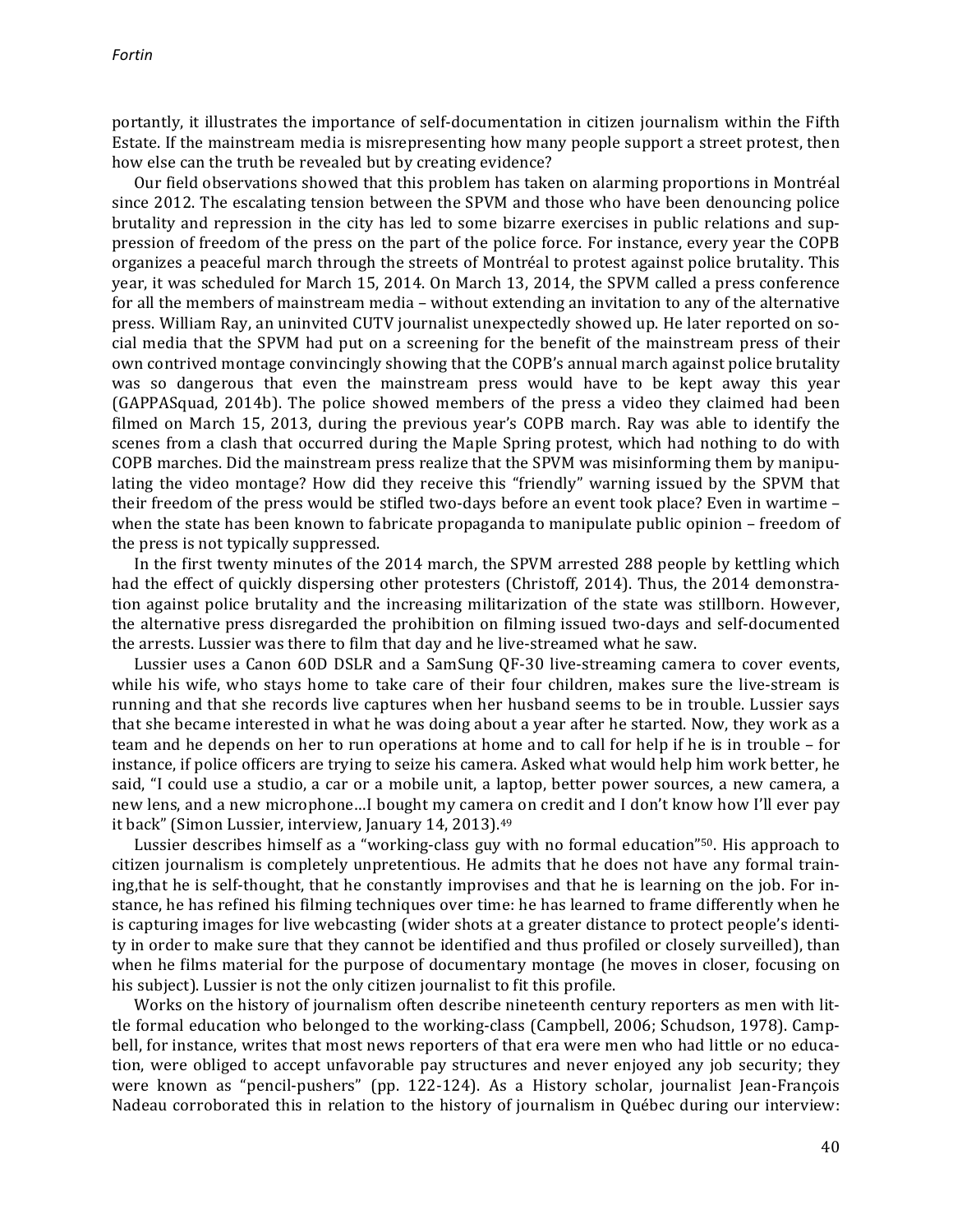portantly, it illustrates the importance of self-documentation in citizen journalism within the Fifth Estate. If the mainstream media is misrepresenting how many people support a street protest, then how else can the truth be revealed but by creating evidence?

Our field observations showed that this problem has taken on alarming proportions in Montréal since 2012. The escalating tension between the SPVM and those who have been denouncing police brutality and repression in the city has led to some bizarre exercises in public relations and suppression of freedom of the press on the part of the police force. For instance, every year the COPB organizes a peaceful march through the streets of Montréal to protest against police brutality. This year, it was scheduled for March 15, 2014. On March 13, 2014, the SPVM called a press conference for all the members of mainstream media – without extending an invitation to any of the alternative press. William Ray, an uninvited CUTV journalist unexpectedly showed up. He later reported on social media that the SPVM had put on a screening for the benefit of the mainstream press of their own contrived montage convincingly showing that the COPB's annual march against police brutality was so dangerous that even the mainstream press would have to be kept away this year (GAPPASquad, 2014b). The police showed members of the press a video they claimed had been filmed on March 15, 2013, during the previous year's COPB march. Ray was able to identify the scenes from a clash that occurred during the Maple Spring protest, which had nothing to do with COPB marches. Did the mainstream press realize that the SPVM was misinforming them by manipulating the video montage? How did they receive this "friendly" warning issued by the SPVM that their freedom of the press would be stifled two-days before an event took place? Even in wartime – when the state has been known to fabricate propaganda to manipulate public opinion – freedom of the press is not typically suppressed.

In the first twenty minutes of the 2014 march, the SPVM arrested 288 people by kettling which had the effect of quickly dispersing other protesters (Christoff, 2014). Thus, the 2014 demonstration against police brutality and the increasing militarization of the state was stillborn. However, the alternative press disregarded the prohibition on filming issued two-days and self-documented the arrests. Lussier was there to film that day and he live-streamed what he saw.

Lussier uses a Canon 60D DSLR and a SamSung QF-30 live-streaming camera to cover events, while his wife, who stays home to take care of their four children, makes sure the live-stream is running and that she records live captures when her husband seems to be in trouble. Lussier says that she became interested in what he was doing about a year after he started. Now, they work as a team and he depends on her to run operations at home and to call for help if he is in trouble – for instance, if police officers are trying to seize his camera. Asked what would help him work better, he said, "I could use a studio, a car or a mobile unit, a laptop, better power sources, a new camera, a new lens, and a new microphone…I bought my camera on credit and I don't know how I'll ever pay it back" (Simon Lussier, interview, January 14, 2013).[49]

Lussier describes himself as a "working-class guy with no formal education"[50]. His approach to citizen journalism is completely unpretentious. He admits that he does not have any formal training,that he is self-thought, that he constantly improvises and that he is learning on the job. For instance, he has refined his filming techniques over time: he has learned to frame differently when he is capturing images for live webcasting (wider shots at a greater distance to protect people's identity in order to make sure that they cannot be identified and thus profiled or closely surveilled), than when he films material for the purpose of documentary montage (he moves in closer, focusing on his subject). Lussier is not the only citizen journalist to fit this profile.

Works on the history of journalism often describe nineteenth century reporters as men with little formal education who belonged to the working-class (Campbell, 2006; Schudson, 1978). Campbell, for instance, writes that most news reporters of that era were men who had little or no education, were obliged to accept unfavorable pay structures and never enjoyed any job security; they were known as "pencil-pushers" (pp. 122-124). As a History scholar, journalist Jean-François Nadeau corroborated this in relation to the history of journalism in Québec during our interview: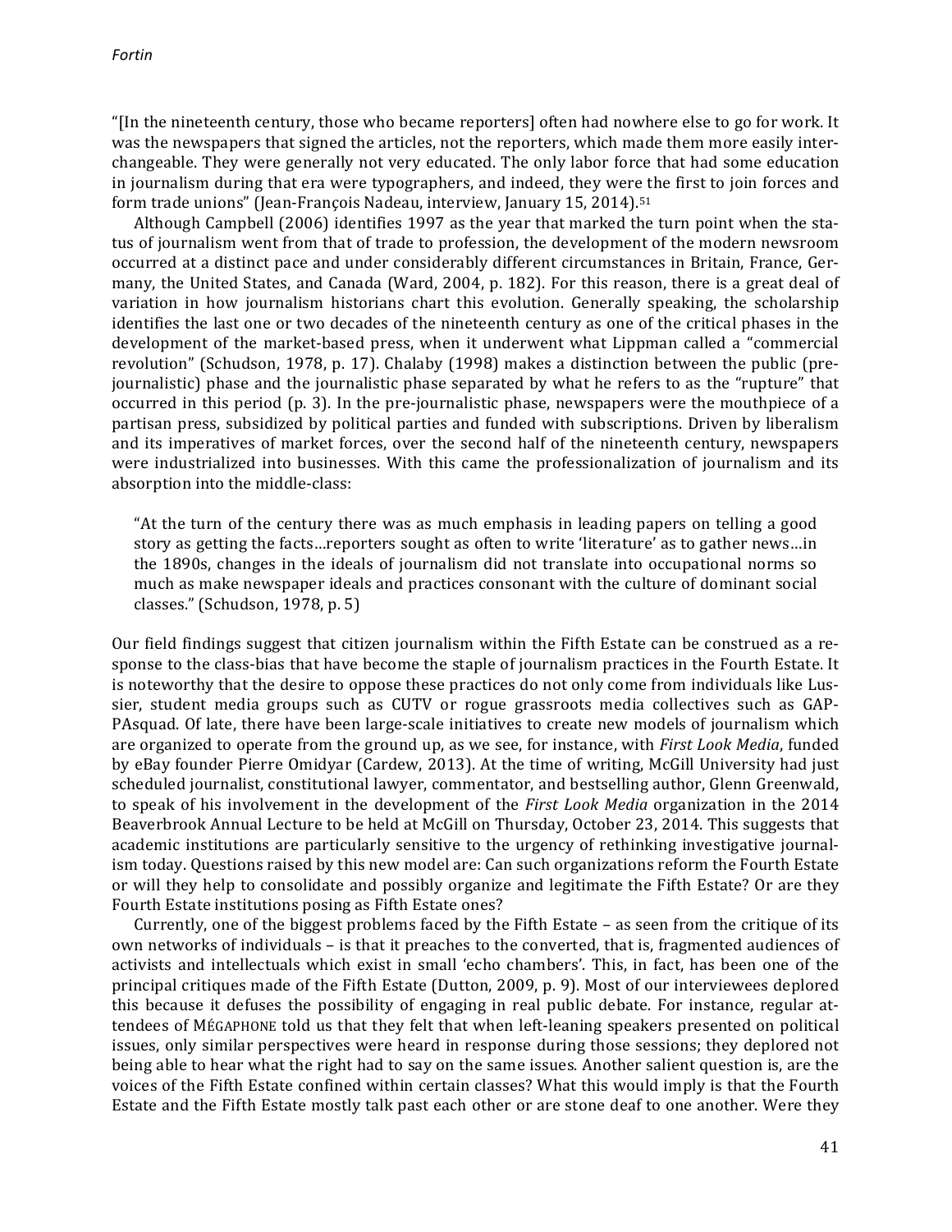"[In the nineteenth century, those who became reporters] often had nowhere else to go for work. It was the newspapers that signed the articles, not the reporters, which made them more easily interchangeable. They were generally not very educated. The only labor force that had some education in journalism during that era were typographers, and indeed, they were the first to join forces and form trade unions" (Jean-François Nadeau, interview, January 15, 2014).[51]

Although Campbell (2006) identifies 1997 as the year that marked the turn point when the status of journalism went from that of trade to profession, the development of the modern newsroom occurred at a distinct pace and under considerably different circumstances in Britain, France, Germany, the United States, and Canada (Ward, 2004, p. 182). For this reason, there is a great deal of variation in how journalism historians chart this evolution. Generally speaking, the scholarship identifies the last one or two decades of the nineteenth century as one of the critical phases in the development of the market-based press, when it underwent what Lippman called a "commercial revolution" (Schudson, 1978, p. 17). Chalaby (1998) makes a distinction between the public (pre-journalistic) phase and the journalistic phase separated by what he refers to as the "rupture" that occurred in this period (p. 3). In the pre-journalistic phase, newspapers were the mouthpiece of a partisan press, subsidized by political parties and funded with subscriptions. Driven by liberalism and its imperatives of market forces, over the second half of the nineteenth century, newspapers were industrialized into businesses. With this came the professionalization of journalism and its absorption into the middle-class:

> "At the turn of the century there was as much emphasis in leading papers on telling a good story as getting the facts…reporters sought as often to write 'literature' as to gather news…in the 1890s, changes in the ideals of journalism did not translate into occupational norms so much as make newspaper ideals and practices consonant with the culture of dominant social classes." (Schudson, 1978, p. 5)

Our field findings suggest that citizen journalism within the Fifth Estate can be construed as a response to the class-bias that have become the staple of journalism practices in the Fourth Estate. It is noteworthy that the desire to oppose these practices do not only come from individuals like Lussier, student media groups such as CUTV or rogue grassroots media collectives such as GAPPAsquad. Of late, there have been large-scale initiatives to create new models of journalism which are organized to operate from the ground up, as we see, for instance, with *First Look Media*, funded by eBay founder Pierre Omidyar (Cardew, 2013). At the time of writing, McGill University had just scheduled journalist, constitutional lawyer, commentator, and bestselling author, Glenn Greenwald, to speak of his involvement in the development of the *First Look Media* organization in the 2014 Beaverbrook Annual Lecture to be held at McGill on Thursday, October 23, 2014. This suggests that academic institutions are particularly sensitive to the urgency of rethinking investigative journalism today. Questions raised by this new model are: Can such organizations reform the Fourth Estate or will they help to consolidate and possibly organize and legitimate the Fifth Estate? Or are they Fourth Estate institutions posing as Fifth Estate ones?

Currently, one of the biggest problems faced by the Fifth Estate – as seen from the critique of its own networks of individuals – is that it preaches to the converted, that is, fragmented audiences of activists and intellectuals which exist in small 'echo chambers'. This, in fact, has been one of the principal critiques made of the Fifth Estate (Dutton, 2009, p. 9). Most of our interviewees deplored this because it defuses the possibility of engaging in real public debate. For instance, regular attendees of MÉGAPHONE told us that they felt that when left-leaning speakers presented on political issues, only similar perspectives were heard in response during those sessions; they deplored not being able to hear what the right had to say on the same issues. Another salient question is, are the voices of the Fifth Estate confined within certain classes? What this would imply is that the Fourth Estate and the Fifth Estate mostly talk past each other or are stone deaf to one another. Were they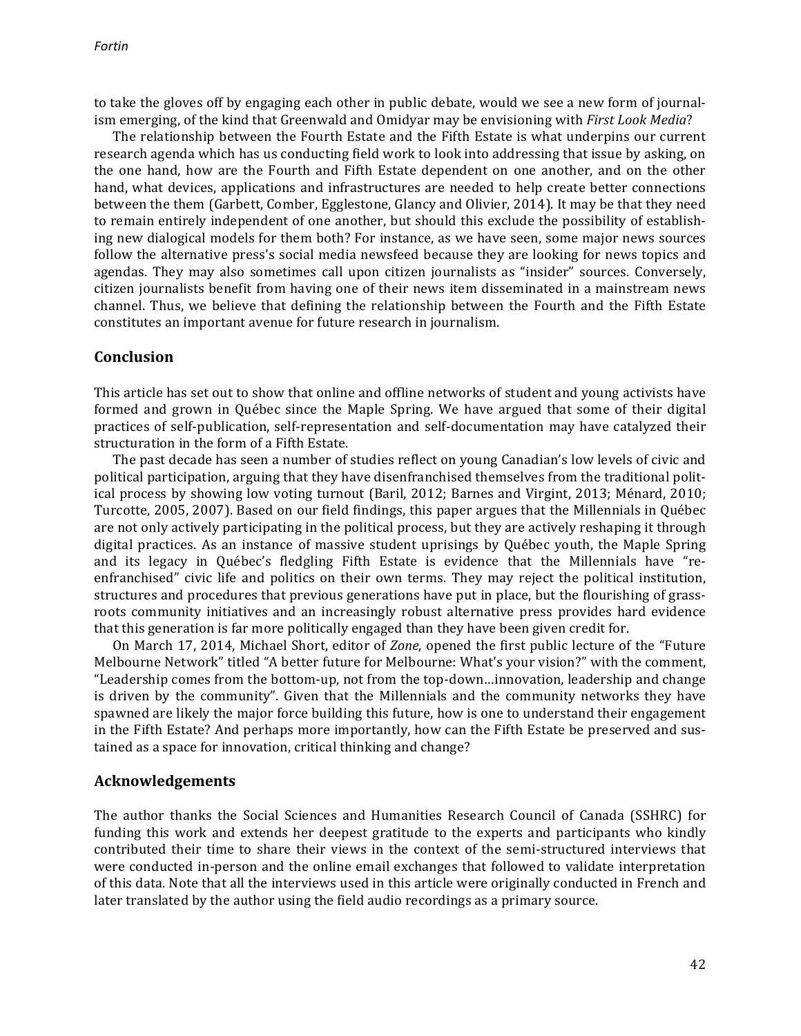to take the gloves off by engaging each other in public debate, would we see a new form of journalism emerging, of the kind that Greenwald and Omidyar may be envisioning with *First Look Media*?

The relationship between the Fourth Estate and the Fifth Estate is what underpins our current research agenda which has us conducting field work to look into addressing that issue by asking, on the one hand, how are the Fourth and Fifth Estate dependent on one another, and on the other hand, what devices, applications and infrastructures are needed to help create better connections between the them (Garbett, Comber, Egglestone, Glancy and Olivier, 2014). It may be that they need to remain entirely independent of one another, but should this exclude the possibility of establishing new dialogical models for them both? For instance, as we have seen, some major news sources follow the alternative press's social media newsfeed because they are looking for news topics and agendas. They may also sometimes call upon citizen journalists as "insider" sources. Conversely, citizen journalists benefit from having one of their news item disseminated in a mainstream news channel. Thus, we believe that defining the relationship between the Fourth and the Fifth Estate constitutes an important avenue for future research in journalism.

## Conclusion

This article has set out to show that online and offline networks of student and young activists have formed and grown in Québec since the Maple Spring. We have argued that some of their digital practices of self-publication, self-representation and self-documentation may have catalyzed their structuration in the form of a Fifth Estate.

The past decade has seen a number of studies reflect on young Canadian's low levels of civic and political participation, arguing that they have disenfranchised themselves from the traditional political process by showing low voting turnout (Baril, 2012; Barnes and Virgint, 2013; Ménard, 2010; Turcotte, 2005, 2007). Based on our field findings, this paper argues that the Millennials in Québec are not only actively participating in the political process, but they are actively reshaping it through digital practices. As an instance of massive student uprisings by Québec youth, the Maple Spring and its legacy in Québec's fledgling Fifth Estate is evidence that the Millennials have "re-enfranchised" civic life and politics on their own terms. They may reject the political institution, structures and procedures that previous generations have put in place, but the flourishing of grassroots community initiatives and an increasingly robust alternative press provides hard evidence that this generation is far more politically engaged than they have been given credit for.

On March 17, 2014, Michael Short, editor of *Zone*, opened the first public lecture of the "Future Melbourne Network" titled "A better future for Melbourne: What's your vision?" with the comment, "Leadership comes from the bottom-up, not from the top-down…innovation, leadership and change is driven by the community". Given that the Millennials and the community networks they have spawned are likely the major force building this future, how is one to understand their engagement in the Fifth Estate? And perhaps more importantly, how can the Fifth Estate be preserved and sustained as a space for innovation, critical thinking and change?

## Acknowledgements

The author thanks the Social Sciences and Humanities Research Council of Canada (SSHRC) for funding this work and extends her deepest gratitude to the experts and participants who kindly contributed their time to share their views in the context of the semi-structured interviews that were conducted in-person and the online email exchanges that followed to validate interpretation of this data. Note that all the interviews used in this article were originally conducted in French and later translated by the author using the field audio recordings as a primary source.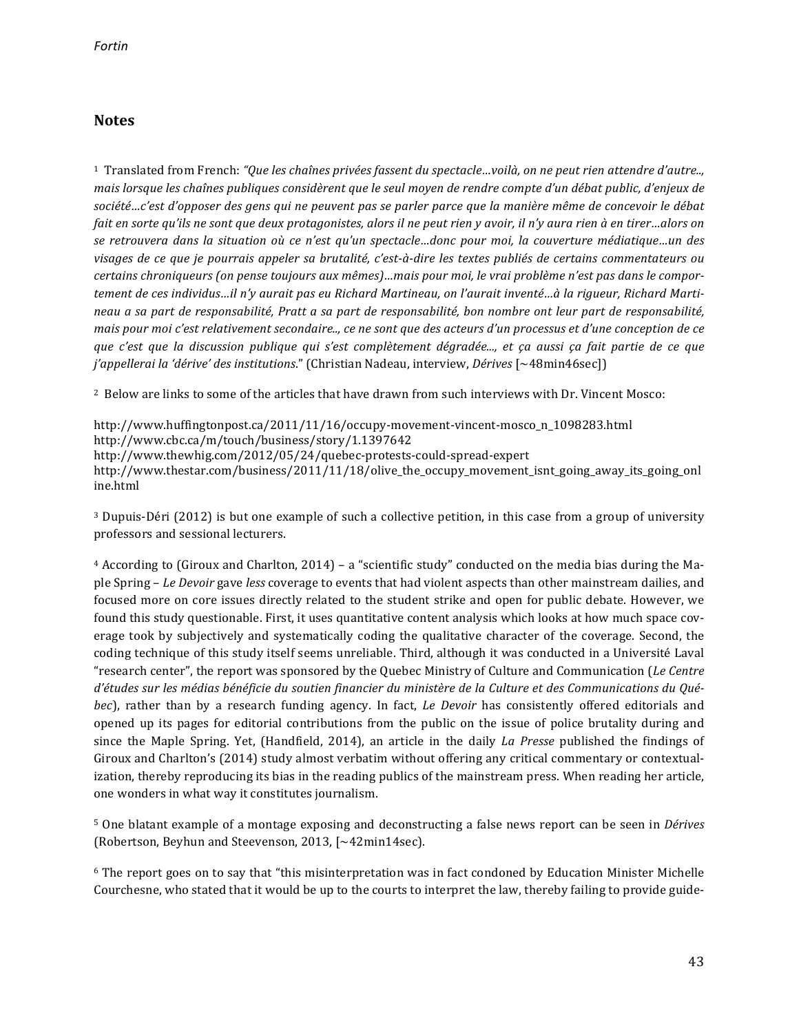## Notes

[1] Translated from French: *"Que les chaînes privées fassent du spectacle…voilà, on ne peut rien attendre d'autre.., mais lorsque les chaînes publiques considèrent que le seul moyen de rendre compte d'un débat public, d'enjeux de société…c'est d'opposer des gens qui ne peuvent pas se parler parce que la manière même de concevoir le débat fait en sorte qu'ils ne sont que deux protagonistes, alors il ne peut rien y avoir, il n'y aura rien à en tirer…alors on se retrouvera dans la situation où ce n'est qu'un spectacle…donc pour moi, la couverture médiatique…un des visages de ce que je pourrais appeler sa brutalité, c'est-à-dire les textes publiés de certains commentateurs ou certains chroniqueurs (on pense toujours aux mêmes)…mais pour moi, le vrai problème n'est pas dans le comportement de ces individus…il n'y aurait pas eu Richard Martineau, on l'aurait inventé…à la rigueur, Richard Martineau a sa part de responsabilité, Pratt a sa part de responsabilité, bon nombre ont leur part de responsabilité, mais pour moi c'est relativement secondaire.., ce ne sont que des acteurs d'un processus et d'une conception de ce que c'est que la discussion publique qui s'est complètement dégradée..., et ça aussi ça fait partie de ce que j'appellerai la 'dérive' des institutions.*" (Christian Nadeau, interview, *Dérives* [~48min46sec])

[2] Below are links to some of the articles that have drawn from such interviews with Dr. Vincent Mosco:

http://www.huffingtonpost.ca/2011/11/16/occupy-movement-vincent-mosco_n_1098283.html
http://www.cbc.ca/m/touch/business/story/1.1397642
http://www.thewhig.com/2012/05/24/quebec-protests-could-spread-expert
http://www.thestar.com/business/2011/11/18/olive_the_occupy_movement_isnt_going_away_its_going_online.html

[3] Dupuis-Déri (2012) is but one example of such a collective petition, in this case from a group of university professors and sessional lecturers.

[4] According to (Giroux and Charlton, 2014) – a "scientific study" conducted on the media bias during the Maple Spring – *Le Devoir* gave *less* coverage to events that had violent aspects than other mainstream dailies, and focused more on core issues directly related to the student strike and open for public debate. However, we found this study questionable. First, it uses quantitative content analysis which looks at how much space coverage took by subjectively and systematically coding the qualitative character of the coverage. Second, the coding technique of this study itself seems unreliable. Third, although it was conducted in a Université Laval "research center", the report was sponsored by the Quebec Ministry of Culture and Communication (*Le Centre d'études sur les médias bénéficie du soutien financier du ministère de la Culture et des Communications du Québec*), rather than by a research funding agency. In fact, *Le Devoir* has consistently offered editorials and opened up its pages for editorial contributions from the public on the issue of police brutality during and since the Maple Spring. Yet, (Handfield, 2014), an article in the daily *La Presse* published the findings of Giroux and Charlton's (2014) study almost verbatim without offering any critical commentary or contextualization, thereby reproducing its bias in the reading publics of the mainstream press. When reading her article, one wonders in what way it constitutes journalism.

[5] One blatant example of a montage exposing and deconstructing a false news report can be seen in *Dérives* (Robertson, Beyhun and Steevenson, 2013, [~42min14sec).

[6] The report goes on to say that "this misinterpretation was in fact condoned by Education Minister Michelle Courchesne, who stated that it would be up to the courts to interpret the law, thereby failing to provide guide-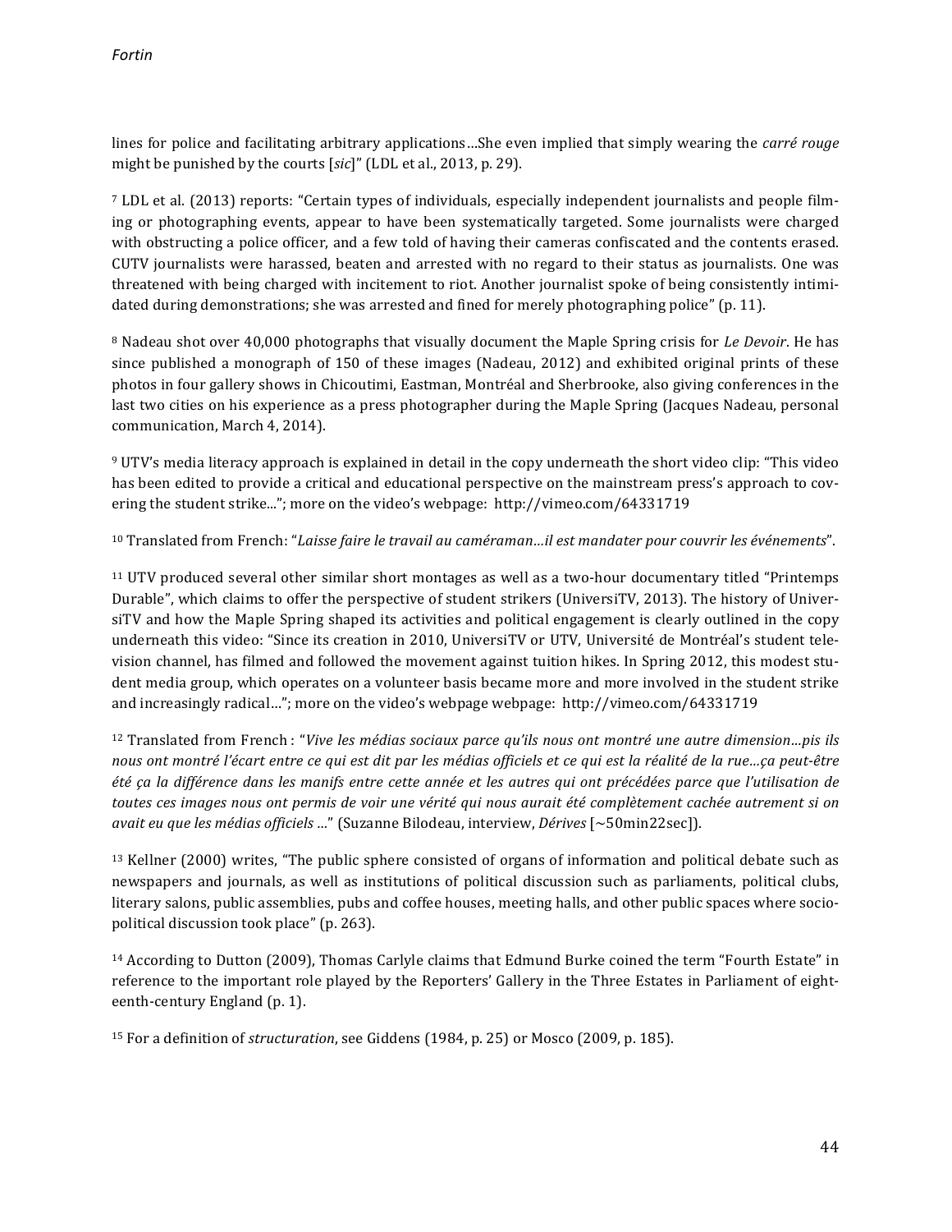lines for police and facilitating arbitrary applications…She even implied that simply wearing the *carré rouge* might be punished by the courts [*sic*]" (LDL et al., 2013, p. 29).

[7] LDL et al. (2013) reports: "Certain types of individuals, especially independent journalists and people filming or photographing events, appear to have been systematically targeted. Some journalists were charged with obstructing a police officer, and a few told of having their cameras confiscated and the contents erased. CUTV journalists were harassed, beaten and arrested with no regard to their status as journalists. One was threatened with being charged with incitement to riot. Another journalist spoke of being consistently intimidated during demonstrations; she was arrested and fined for merely photographing police" (p. 11).

[8] Nadeau shot over 40,000 photographs that visually document the Maple Spring crisis for *Le Devoir*. He has since published a monograph of 150 of these images (Nadeau, 2012) and exhibited original prints of these photos in four gallery shows in Chicoutimi, Eastman, Montréal and Sherbrooke, also giving conferences in the last two cities on his experience as a press photographer during the Maple Spring (Jacques Nadeau, personal communication, March 4, 2014).

[9] UTV's media literacy approach is explained in detail in the copy underneath the short video clip: "This video has been edited to provide a critical and educational perspective on the mainstream press's approach to covering the student strike..."; more on the video's webpage: http://vimeo.com/64331719

[10] Translated from French: "*Laisse faire le travail au caméraman…il est mandater pour couvrir les événements*".

[11] UTV produced several other similar short montages as well as a two-hour documentary titled "Printemps Durable", which claims to offer the perspective of student strikers (UniversiTV, 2013). The history of UniversiTV and how the Maple Spring shaped its activities and political engagement is clearly outlined in the copy underneath this video: "Since its creation in 2010, UniversiTV or UTV, Université de Montréal's student television channel, has filmed and followed the movement against tuition hikes. In Spring 2012, this modest student media group, which operates on a volunteer basis became more and more involved in the student strike and increasingly radical…"; more on the video's webpage webpage: http://vimeo.com/64331719

[12] Translated from French : "*Vive les médias sociaux parce qu'ils nous ont montré une autre dimension…pis ils nous ont montré l'écart entre ce qui est dit par les médias officiels et ce qui est la réalité de la rue…ça peut-être été ça la différence dans les manifs entre cette année et les autres qui ont précédées parce que l'utilisation de toutes ces images nous ont permis de voir une vérité qui nous aurait été complètement cachée autrement si on avait eu que les médias officiels …*" (Suzanne Bilodeau, interview, *Dérives* [~50min22sec]).

[13] Kellner (2000) writes, "The public sphere consisted of organs of information and political debate such as newspapers and journals, as well as institutions of political discussion such as parliaments, political clubs, literary salons, public assemblies, pubs and coffee houses, meeting halls, and other public spaces where sociopolitical discussion took place" (p. 263).

[14] According to Dutton (2009), Thomas Carlyle claims that Edmund Burke coined the term "Fourth Estate" in reference to the important role played by the Reporters' Gallery in the Three Estates in Parliament of eighteenth-century England (p. 1).

[15] For a definition of *structuration*, see Giddens (1984, p. 25) or Mosco (2009, p. 185).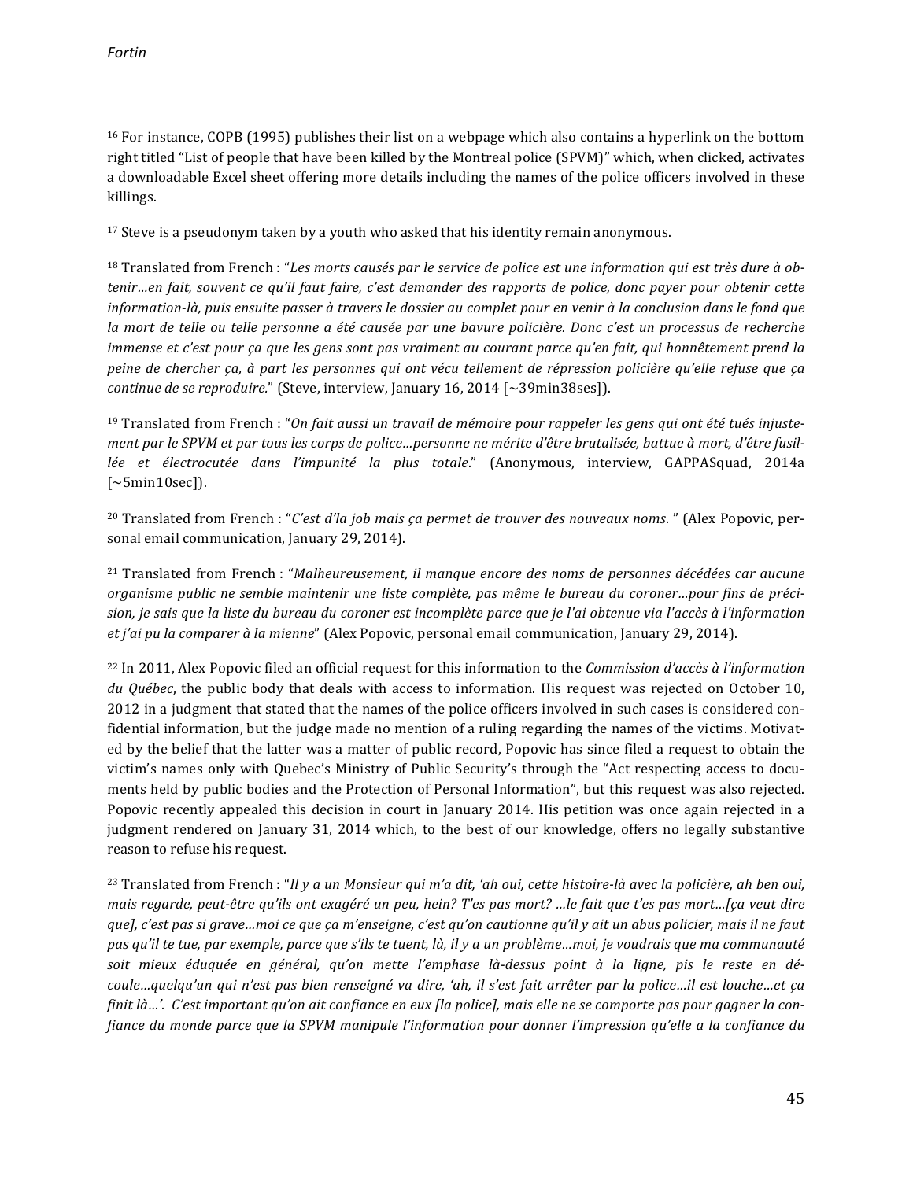[16] For instance, COPB (1995) publishes their list on a webpage which also contains a hyperlink on the bottom right titled "List of people that have been killed by the Montreal police (SPVM)" which, when clicked, activates a downloadable Excel sheet offering more details including the names of the police officers involved in these killings.

[17] Steve is a pseudonym taken by a youth who asked that his identity remain anonymous.

[18] Translated from French : "*Les morts causés par le service de police est une information qui est très dure à obtenir…en fait, souvent ce qu'il faut faire, c'est demander des rapports de police, donc payer pour obtenir cette information-là, puis ensuite passer à travers le dossier au complet pour en venir à la conclusion dans le fond que la mort de telle ou telle personne a été causée par une bavure policière. Donc c'est un processus de recherche immense et c'est pour ça que les gens sont pas vraiment au courant parce qu'en fait, qui honnêtement prend la peine de chercher ça, à part les personnes qui ont vécu tellement de répression policière qu'elle refuse que ça continue de se reproduire.*" (Steve, interview, January 16, 2014 [~39min38ses]).

[19] Translated from French : "*On fait aussi un travail de mémoire pour rappeler les gens qui ont été tués injustement par le SPVM et par tous les corps de police…personne ne mérite d'être brutalisée, battue à mort, d'être fusillée et électrocutée dans l'impunité la plus totale.*" (Anonymous, interview, GAPPASquad, 2014a [~5min10sec]).

[20] Translated from French : "*C'est d'la job mais ça permet de trouver des nouveaux noms.* " (Alex Popovic, personal email communication, January 29, 2014).

[21] Translated from French : "*Malheureusement, il manque encore des noms de personnes décédées car aucune organisme public ne semble maintenir une liste complète, pas même le bureau du coroner…pour fins de précision, je sais que la liste du bureau du coroner est incomplète parce que je l'ai obtenue via l'accès à l'information et j'ai pu la comparer à la mienne*" (Alex Popovic, personal email communication, January 29, 2014).

[22] In 2011, Alex Popovic filed an official request for this information to the *Commission d'accès à l'information du Québec*, the public body that deals with access to information. His request was rejected on October 10, 2012 in a judgment that stated that the names of the police officers involved in such cases is considered confidential information, but the judge made no mention of a ruling regarding the names of the victims. Motivated by the belief that the latter was a matter of public record, Popovic has since filed a request to obtain the victim's names only with Quebec's Ministry of Public Security's through the "Act respecting access to documents held by public bodies and the Protection of Personal Information", but this request was also rejected. Popovic recently appealed this decision in court in January 2014. His petition was once again rejected in a judgment rendered on January 31, 2014 which, to the best of our knowledge, offers no legally substantive reason to refuse his request.

[23] Translated from French : "*Il y a un Monsieur qui m'a dit, 'ah oui, cette histoire-là avec la policière, ah ben oui, mais regarde, peut-être qu'ils ont exagéré un peu, hein? T'es pas mort? …le fait que t'es pas mort…[ça veut dire que], c'est pas si grave…moi ce que ça m'enseigne, c'est qu'on cautionne qu'il y ait un abus policier, mais il ne faut pas qu'il te tue, par exemple, parce que s'ils te tuent, là, il y a un problème…moi, je voudrais que ma communauté soit mieux éduquée en général, qu'on mette l'emphase là-dessus point à la ligne, pis le reste en découle…quelqu'un qui n'est pas bien renseigné va dire, 'ah, il s'est fait arrêter par la police…il est louche…et ça finit là…'. C'est important qu'on ait confiance en eux [la police], mais elle ne se comporte pas pour gagner la confiance du monde parce que la SPVM manipule l'information pour donner l'impression qu'elle a la confiance du*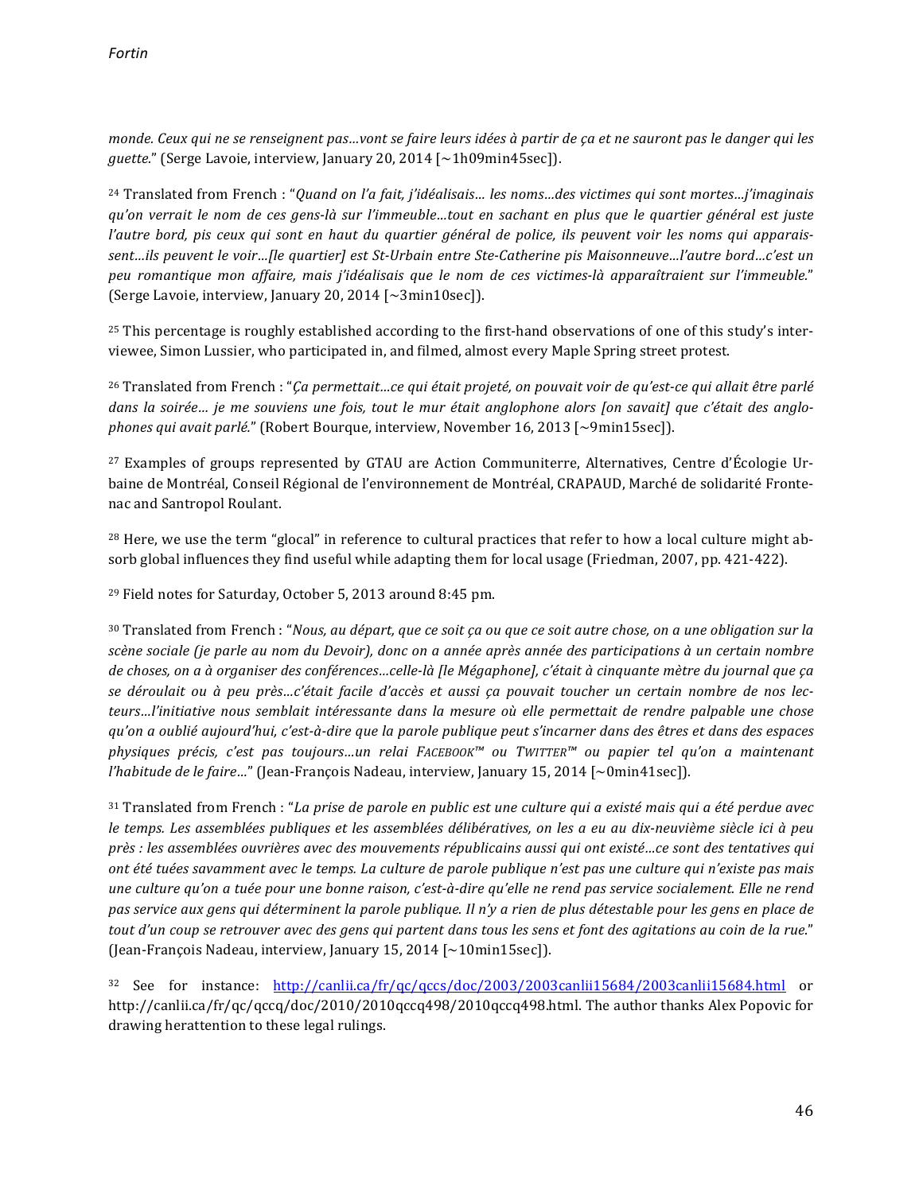*monde. Ceux qui ne se renseignent pas…vont se faire leurs idées à partir de ça et ne sauront pas le danger qui les guette.*" (Serge Lavoie, interview, January 20, 2014 [~1h09min45sec]).

[24] Translated from French : "*Quand on l'a fait, j'idéalisais… les noms…des victimes qui sont mortes…j'imaginais qu'on verrait le nom de ces gens-là sur l'immeuble…tout en sachant en plus que le quartier général est juste l'autre bord, pis ceux qui sont en haut du quartier général de police, ils peuvent voir les noms qui apparaissent…ils peuvent le voir…[le quartier] est St-Urbain entre Ste-Catherine pis Maisonneuve…l'autre bord…c'est un peu romantique mon affaire, mais j'idéalisais que le nom de ces victimes-là apparaîtraient sur l'immeuble.*" (Serge Lavoie, interview, January 20, 2014 [~3min10sec]).

[25] This percentage is roughly established according to the first-hand observations of one of this study's interviewee, Simon Lussier, who participated in, and filmed, almost every Maple Spring street protest.

[26] Translated from French : "*Ça permettait…ce qui était projeté, on pouvait voir de qu'est-ce qui allait être parlé dans la soirée… je me souviens une fois, tout le mur était anglophone alors [on savait] que c'était des anglophones qui avait parlé.*" (Robert Bourque, interview, November 16, 2013 [~9min15sec]).

[27] Examples of groups represented by GTAU are Action Communiterre, Alternatives, Centre d'Écologie Urbaine de Montréal, Conseil Régional de l'environnement de Montréal, CRAPAUD, Marché de solidarité Frontenac and Santropol Roulant.

[28] Here, we use the term "glocal" in reference to cultural practices that refer to how a local culture might absorb global influences they find useful while adapting them for local usage (Friedman, 2007, pp. 421-422).

[29] Field notes for Saturday, October 5, 2013 around 8:45 pm.

[30] Translated from French : "*Nous, au départ, que ce soit ça ou que ce soit autre chose, on a une obligation sur la scène sociale (je parle au nom du Devoir), donc on a année après année des participations à un certain nombre de choses, on a à organiser des conférences…celle-là [le Mégaphone], c'était à cinquante mètre du journal que ça se déroulait ou à peu près…c'était facile d'accès et aussi ça pouvait toucher un certain nombre de nos lecteurs…l'initiative nous semblait intéressante dans la mesure où elle permettait de rendre palpable une chose qu'on a oublié aujourd'hui, c'est-à-dire que la parole publique peut s'incarner dans des êtres et dans des espaces physiques précis, c'est pas toujours…un relai FACEBOOK™ ou TWITTER™ ou papier tel qu'on a maintenant l'habitude de le faire…*" (Jean-François Nadeau, interview, January 15, 2014 [~0min41sec]).

[31] Translated from French : "*La prise de parole en public est une culture qui a existé mais qui a été perdue avec le temps. Les assemblées publiques et les assemblées délibératives, on les a eu au dix-neuvième siècle ici à peu près : les assemblées ouvrières avec des mouvements républicains aussi qui ont existé…ce sont des tentatives qui ont été tuées savamment avec le temps. La culture de parole publique n'est pas une culture qui n'existe pas mais une culture qu'on a tuée pour une bonne raison, c'est-à-dire qu'elle ne rend pas service socialement. Elle ne rend pas service aux gens qui déterminent la parole publique. Il n'y a rien de plus détestable pour les gens en place de tout d'un coup se retrouver avec des gens qui partent dans tous les sens et font des agitations au coin de la rue.*" (Jean-François Nadeau, interview, January 15, 2014 [~10min15sec]).

[32] See for instance: http://canlii.ca/fr/qc/qccs/doc/2003/2003canlii15684/2003canlii15684.html or http://canlii.ca/fr/qc/qccq/doc/2010/2010qccq498/2010qccq498.html. The author thanks Alex Popovic for drawing herattention to these legal rulings.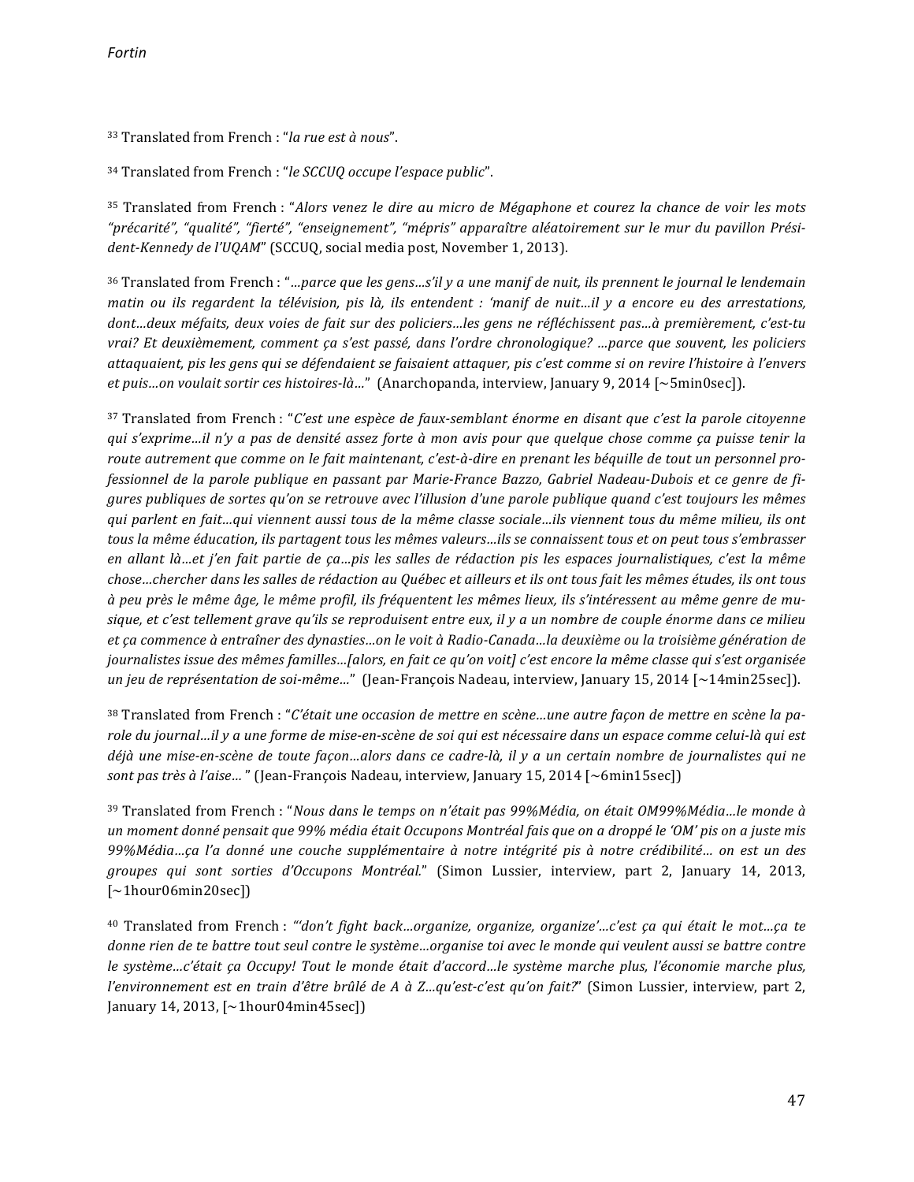[33] Translated from French : "*la rue est à nous*".

[34] Translated from French : "*le SCCUQ occupe l'espace public*".

[35] Translated from French : "*Alors venez le dire au micro de Mégaphone et courez la chance de voir les mots "précarité", "qualité", "fierté", "enseignement", "mépris" apparaître aléatoirement sur le mur du pavillon Président-Kennedy de l'UQAM*" (SCCUQ, social media post, November 1, 2013).

[36] Translated from French : "*…parce que les gens…s'il y a une manif de nuit, ils prennent le journal le lendemain matin ou ils regardent la télévision, pis là, ils entendent : 'manif de nuit…il y a encore eu des arrestations, dont…deux méfaits, deux voies de fait sur des policiers…les gens ne réfléchissent pas…à premièrement, c'est-tu vrai? Et deuxièmement, comment ça s'est passé, dans l'ordre chronologique? …parce que souvent, les policiers attaquaient, pis les gens qui se défendaient se faisaient attaquer, pis c'est comme si on revire l'histoire à l'envers et puis…on voulait sortir ces histoires-là…*" (Anarchopanda, interview, January 9, 2014 [~5min0sec]).

[37] Translated from French : "*C'est une espèce de faux-semblant énorme en disant que c'est la parole citoyenne qui s'exprime…il n'y a pas de densité assez forte à mon avis pour que quelque chose comme ça puisse tenir la route autrement que comme on le fait maintenant, c'est-à-dire en prenant les béquille de tout un personnel professionnel de la parole publique en passant par Marie-France Bazzo, Gabriel Nadeau-Dubois et ce genre de figures publiques de sortes qu'on se retrouve avec l'illusion d'une parole publique quand c'est toujours les mêmes qui parlent en fait…qui viennent aussi tous de la même classe sociale…ils viennent tous du même milieu, ils ont tous la même éducation, ils partagent tous les mêmes valeurs…ils se connaissent tous et on peut tous s'embrasser en allant là…et j'en fait partie de ça…pis les salles de rédaction pis les espaces journalistiques, c'est la même chose…chercher dans les salles de rédaction au Québec et ailleurs et ils ont tous fait les mêmes études, ils ont tous à peu près le même âge, le même profil, ils fréquentent les mêmes lieux, ils s'intéressent au même genre de musique, et c'est tellement grave qu'ils se reproduisent entre eux, il y a un nombre de couple énorme dans ce milieu et ça commence à entraîner des dynasties…on le voit à Radio-Canada…la deuxième ou la troisième génération de journalistes issue des mêmes familles…[alors, en fait ce qu'on voit] c'est encore la même classe qui s'est organisée un jeu de représentation de soi-même…*" (Jean-François Nadeau, interview, January 15, 2014 [~14min25sec]).

[38] Translated from French : "*C'était une occasion de mettre en scène…une autre façon de mettre en scène la parole du journal…il y a une forme de mise-en-scène de soi qui est nécessaire dans un espace comme celui-là qui est déjà une mise-en-scène de toute façon…alors dans ce cadre-là, il y a un certain nombre de journalistes qui ne sont pas très à l'aise…* " (Jean-François Nadeau, interview, January 15, 2014 [~6min15sec])

[39] Translated from French : "*Nous dans le temps on n'était pas 99%Média, on était OM99%Média…le monde à un moment donné pensait que 99% média était Occupons Montréal fais que on a droppé le 'OM' pis on a juste mis 99%Média…ça l'a donné une couche supplémentaire à notre intégrité pis à notre crédibilité… on est un des groupes qui sont sorties d'Occupons Montréal.*" (Simon Lussier, interview, part 2, January 14, 2013, [~1hour06min20sec])

[40] Translated from French : "*'don't fight back…organize, organize, organize'…c'est ça qui était le mot…ça te donne rien de te battre tout seul contre le système…organise toi avec le monde qui veulent aussi se battre contre le système…c'était ça Occupy! Tout le monde était d'accord…le système marche plus, l'économie marche plus, l'environnement est en train d'être brûlé de A à Z…qu'est-c'est qu'on fait?*" (Simon Lussier, interview, part 2, January 14, 2013, [~1hour04min45sec])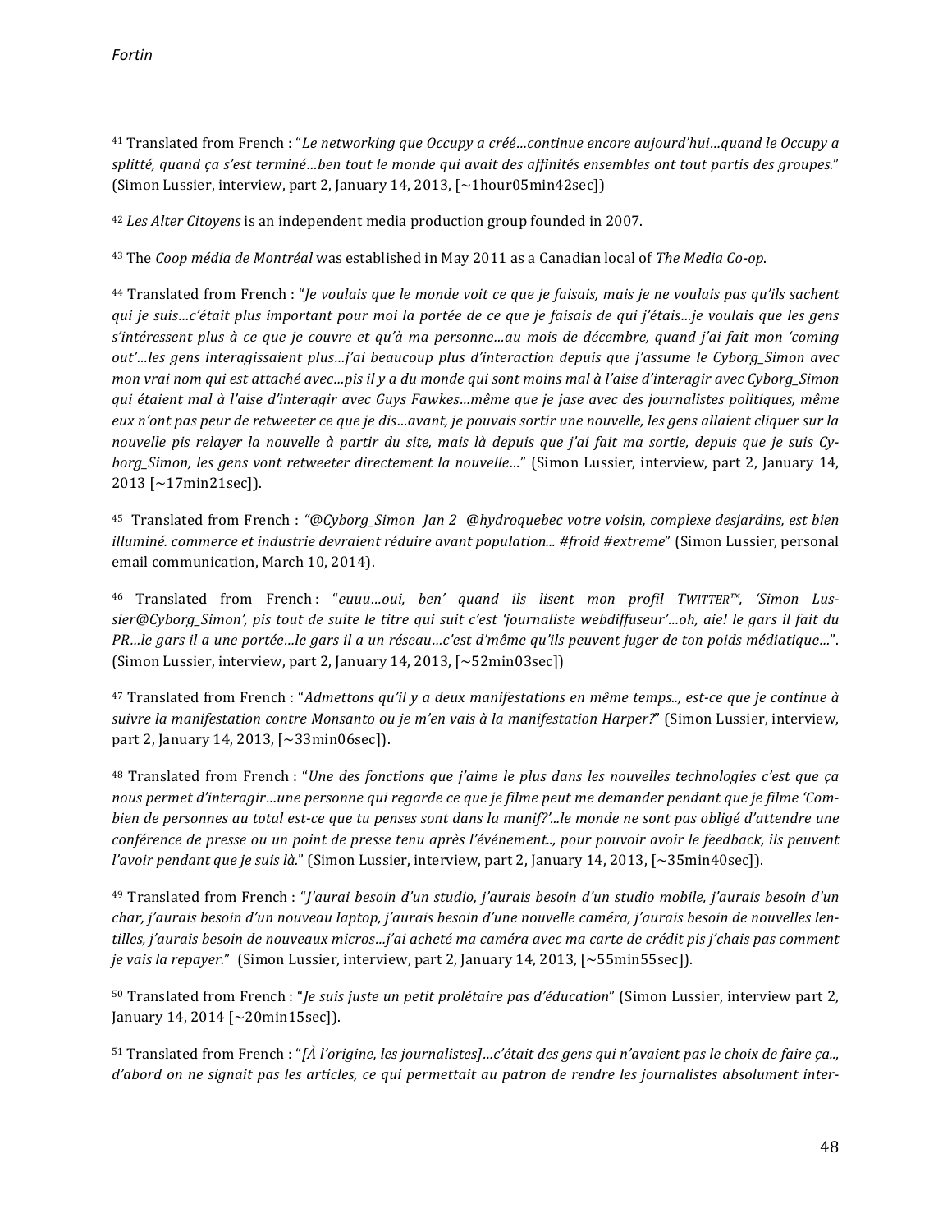[41] Translated from French : "*Le networking que Occupy a créé…continue encore aujourd'hui…quand le Occupy a splitté, quand ça s'est terminé…ben tout le monde qui avait des affinités ensembles ont tout partis des groupes.*" (Simon Lussier, interview, part 2, January 14, 2013, [~1hour05min42sec])

[42] *Les Alter Citoyens* is an independent media production group founded in 2007.

[43] The *Coop média de Montréal* was established in May 2011 as a Canadian local of *The Media Co-op*.

[44] Translated from French : "*Je voulais que le monde voit ce que je faisais, mais je ne voulais pas qu'ils sachent qui je suis…c'était plus important pour moi la portée de ce que je faisais de qui j'étais…je voulais que les gens s'intéressent plus à ce que je couvre et qu'à ma personne…au mois de décembre, quand j'ai fait mon 'coming out'…les gens interagissaient plus…j'ai beaucoup plus d'interaction depuis que j'assume le Cyborg_Simon avec mon vrai nom qui est attaché avec…pis il y a du monde qui sont moins mal à l'aise d'interagir avec Cyborg_Simon qui étaient mal à l'aise d'interagir avec Guys Fawkes…même que je jase avec des journalistes politiques, même eux n'ont pas peur de retweeter ce que je dis…avant, je pouvais sortir une nouvelle, les gens allaient cliquer sur la nouvelle pis relayer la nouvelle à partir du site, mais là depuis que j'ai fait ma sortie, depuis que je suis Cyborg_Simon, les gens vont retweeter directement la nouvelle…*" (Simon Lussier, interview, part 2, January 14, 2013 [~17min21sec]).

[45] Translated from French : "*@Cyborg_Simon Jan 2 @hydroquebec votre voisin, complexe desjardins, est bien illuminé. commerce et industrie devraient réduire avant population... #froid #extreme*" (Simon Lussier, personal email communication, March 10, 2014).

[46] Translated from French : "*euuu…oui, ben' quand ils lisent mon profil* TWITTER™*, 'Simon Lussier@Cyborg_Simon', pis tout de suite le titre qui suit c'est 'journaliste webdiffuseur'…oh, aie! le gars il fait du PR…le gars il a une portée…le gars il a un réseau…c'est d'même qu'ils peuvent juger de ton poids médiatique…*". (Simon Lussier, interview, part 2, January 14, 2013, [~52min03sec])

[47] Translated from French : "*Admettons qu'il y a deux manifestations en même temps.., est-ce que je continue à suivre la manifestation contre Monsanto ou je m'en vais à la manifestation Harper?*" (Simon Lussier, interview, part 2, January 14, 2013, [~33min06sec]).

[48] Translated from French : "*Une des fonctions que j'aime le plus dans les nouvelles technologies c'est que ça nous permet d'interagir…une personne qui regarde ce que je filme peut me demander pendant que je filme 'Combien de personnes au total est-ce que tu penses sont dans la manif?'...le monde ne sont pas obligé d'attendre une conférence de presse ou un point de presse tenu après l'événement.., pour pouvoir avoir le feedback, ils peuvent l'avoir pendant que je suis là.*" (Simon Lussier, interview, part 2, January 14, 2013, [~35min40sec]).

[49] Translated from French : "*J'aurai besoin d'un studio, j'aurais besoin d'un studio mobile, j'aurais besoin d'un char, j'aurais besoin d'un nouveau laptop, j'aurais besoin d'une nouvelle caméra, j'aurais besoin de nouvelles lentilles, j'aurais besoin de nouveaux micros…j'ai acheté ma caméra avec ma carte de crédit pis j'chais pas comment je vais la repayer.*" (Simon Lussier, interview, part 2, January 14, 2013, [~55min55sec]).

[50] Translated from French : "*Je suis juste un petit prolétaire pas d'éducation*" (Simon Lussier, interview part 2, January 14, 2014 [~20min15sec]).

[51] Translated from French : "*[À l'origine, les journalistes]…c'était des gens qui n'avaient pas le choix de faire ça.., d'abord on ne signait pas les articles, ce qui permettait au patron de rendre les journalistes absolument inter-*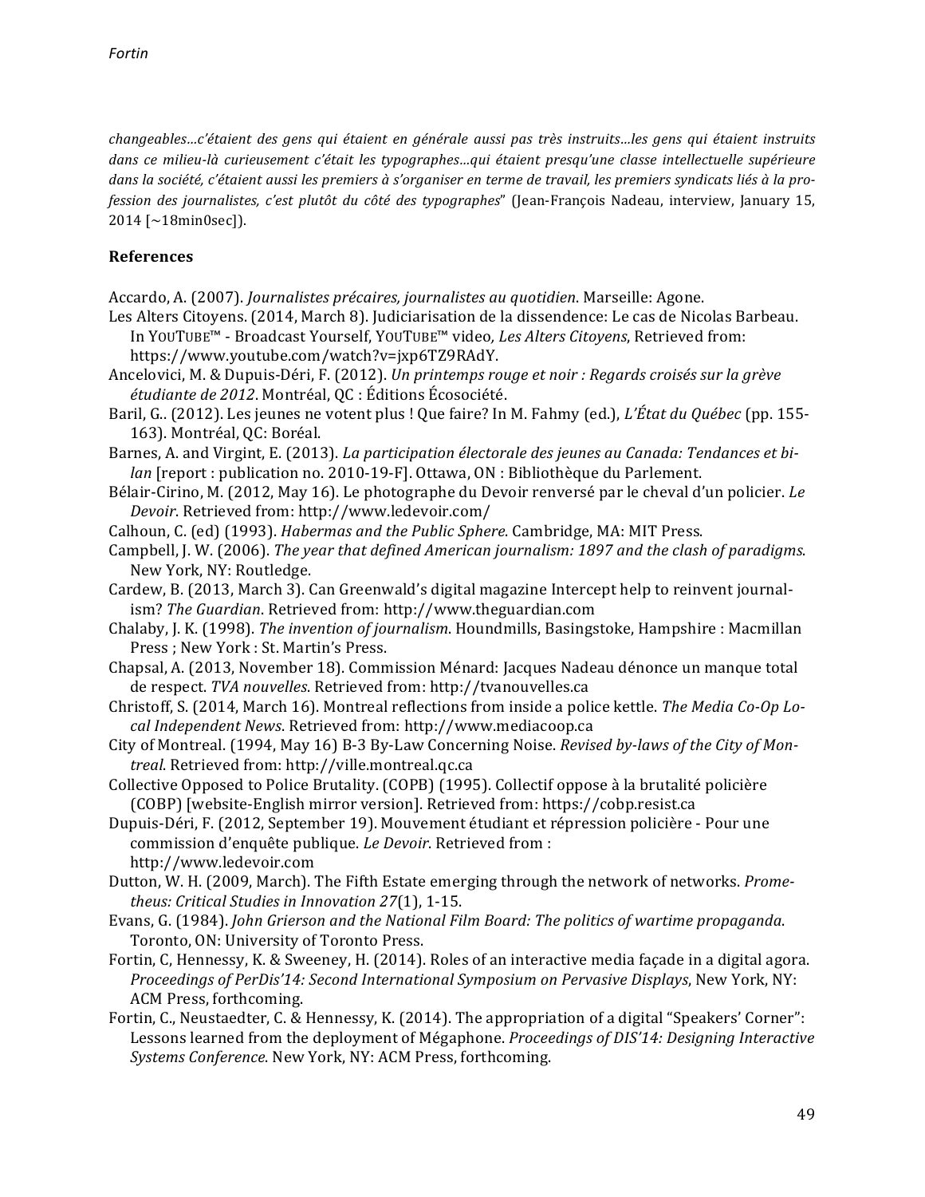*changeables…c'étaient des gens qui étaient en générale aussi pas très instruits…les gens qui étaient instruits dans ce milieu-là curieusement c'était les typographes…qui étaient presqu'une classe intellectuelle supérieure dans la société, c'étaient aussi les premiers à s'organiser en terme de travail, les premiers syndicats liés à la profession des journalistes, c'est plutôt du côté des typographes*" (Jean-François Nadeau, interview, January 15, 2014 [~18min0sec]).

## References

Accardo, A. (2007). *Journalistes précaires, journalistes au quotidien*. Marseille: Agone.

Les Alters Citoyens. (2014, March 8). Judiciarisation de la dissendence: Le cas de Nicolas Barbeau. In YOUTUBE™ - Broadcast Yourself, YOUTUBE™ video, *Les Alters Citoyens*, Retrieved from: https://www.youtube.com/watch?v=jxp6TZ9RAdY.

Ancelovici, M. & Dupuis-Déri, F. (2012). *Un printemps rouge et noir : Regards croisés sur la grève étudiante de 2012*. Montréal, QC : Éditions Écosociété.

Baril, G.. (2012). Les jeunes ne votent plus ! Que faire? In M. Fahmy (ed.), *L'État du Québec* (pp. 155-163). Montréal, QC: Boréal.

Barnes, A. and Virgint, E. (2013). *La participation électorale des jeunes au Canada: Tendances et bilan* [report : publication no. 2010-19-F]. Ottawa, ON : Bibliothèque du Parlement.

Bélair-Cirino, M. (2012, May 16). Le photographe du Devoir renversé par le cheval d'un policier. *Le Devoir*. Retrieved from: http://www.ledevoir.com/

Calhoun, C. (ed) (1993). *Habermas and the Public Sphere*. Cambridge, MA: MIT Press.

Campbell, J. W. (2006). *The year that defined American journalism: 1897 and the clash of paradigms*. New York, NY: Routledge.

Cardew, B. (2013, March 3). Can Greenwald's digital magazine Intercept help to reinvent journalism? *The Guardian*. Retrieved from: http://www.theguardian.com

Chalaby, J. K. (1998). *The invention of journalism*. Houndmills, Basingstoke, Hampshire : Macmillan Press ; New York : St. Martin's Press.

Chapsal, A. (2013, November 18). Commission Ménard: Jacques Nadeau dénonce un manque total de respect. *TVA nouvelles*. Retrieved from: http://tvanouvelles.ca

Christoff, S. (2014, March 16). Montreal reflections from inside a police kettle. *The Media Co-Op Local Independent News*. Retrieved from: http://www.mediacoop.ca

City of Montreal. (1994, May 16) B-3 By-Law Concerning Noise. *Revised by-laws of the City of Montreal*. Retrieved from: http://ville.montreal.qc.ca

Collective Opposed to Police Brutality. (COPB) (1995). Collectif oppose à la brutalité policière (COBP) [website-English mirror version]. Retrieved from: https://cobp.resist.ca

Dupuis-Déri, F. (2012, September 19). Mouvement étudiant et répression policière - Pour une commission d'enquête publique. *Le Devoir*. Retrieved from : http://www.ledevoir.com

Dutton, W. H. (2009, March). The Fifth Estate emerging through the network of networks. *Prometheus: Critical Studies in Innovation 27*(1), 1-15.

Evans, G. (1984). *John Grierson and the National Film Board: The politics of wartime propaganda*. Toronto, ON: University of Toronto Press.

Fortin, C, Hennessy, K. & Sweeney, H. (2014). Roles of an interactive media façade in a digital agora. *Proceedings of PerDis'14: Second International Symposium on Pervasive Displays*, New York, NY: ACM Press, forthcoming.

Fortin, C., Neustaedter, C. & Hennessy, K. (2014). The appropriation of a digital "Speakers' Corner": Lessons learned from the deployment of Mégaphone. *Proceedings of DIS'14: Designing Interactive Systems Conference*. New York, NY: ACM Press, forthcoming.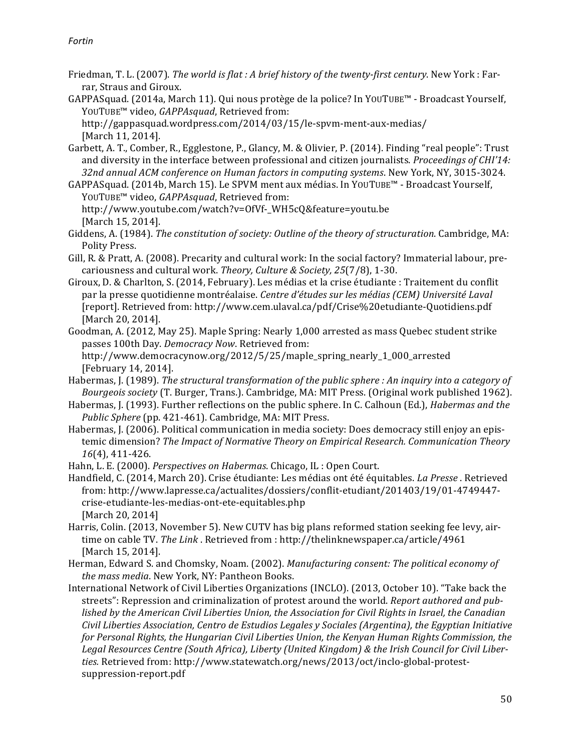Friedman, T. L. (2007). *The world is flat : A brief history of the twenty-first century*. New York : Farrar, Straus and Giroux.

GAPPASquad. (2014a, March 11). Qui nous protège de la police? In YOUTUBE™ - Broadcast Yourself, YOUTUBE™ video, *GAPPAsquad*, Retrieved from: http://gappasquad.wordpress.com/2014/03/15/le-spvm-ment-aux-medias/ [March 11, 2014].

Garbett, A. T., Comber, R., Egglestone, P., Glancy, M. & Olivier, P. (2014). Finding "real people": Trust and diversity in the interface between professional and citizen journalists. *Proceedings of CHI'14: 32nd annual ACM conference on Human factors in computing systems*. New York, NY, 3015-3024.

GAPPASquad. (2014b, March 15). Le SPVM ment aux médias. In YOUTUBE™ - Broadcast Yourself, YOUTUBE™ video, *GAPPAsquad*, Retrieved from: http://www.youtube.com/watch?v=OfVf-_WH5cQ&feature=youtu.be [March 15, 2014].

Giddens, A. (1984). *The constitution of society: Outline of the theory of structuration*. Cambridge, MA: Polity Press.

Gill, R. & Pratt, A. (2008). Precarity and cultural work: In the social factory? Immaterial labour, precariousness and cultural work. *Theory, Culture & Society, 25*(7/8), 1-30.

Giroux, D. & Charlton, S. (2014, February). Les médias et la crise étudiante : Traitement du conflit par la presse quotidienne montréalaise. *Centre d'études sur les médias (CEM) Université Laval* [report]. Retrieved from: http://www.cem.ulaval.ca/pdf/Crise%20etudiante-Quotidiens.pdf [March 20, 2014].

Goodman, A. (2012, May 25). Maple Spring: Nearly 1,000 arrested as mass Quebec student strike passes 100th Day. *Democracy Now*. Retrieved from: http://www.democracynow.org/2012/5/25/maple_spring_nearly_1_000_arrested [February 14, 2014].

Habermas, J. (1989). *The structural transformation of the public sphere : An inquiry into a category of Bourgeois society* (T. Burger, Trans.). Cambridge, MA: MIT Press. (Original work published 1962).

Habermas, J. (1993). Further reflections on the public sphere. In C. Calhoun (Ed.), *Habermas and the Public Sphere* (pp. 421-461). Cambridge, MA: MIT Press.

Habermas, J. (2006). Political communication in media society: Does democracy still enjoy an epistemic dimension? *The Impact of Normative Theory on Empirical Research. Communication Theory 16*(4), 411-426.

Hahn, L. E. (2000). *Perspectives on Habermas*. Chicago, IL : Open Court.

Handfield, C. (2014, March 20). Crise étudiante: Les médias ont été équitables. *La Presse* . Retrieved from: http://www.lapresse.ca/actualites/dossiers/conflit-etudiant/201403/19/01-4749447-crise-etudiante-les-medias-ont-ete-equitables.php [March 20, 2014]

Harris, Colin. (2013, November 5). New CUTV has big plans reformed station seeking fee levy, airtime on cable TV. *The Link* . Retrieved from : http://thelinknewspaper.ca/article/4961 [March 15, 2014].

Herman, Edward S. and Chomsky, Noam. (2002). *Manufacturing consent: The political economy of the mass media*. New York, NY: Pantheon Books.

International Network of Civil Liberties Organizations (INCLO). (2013, October 10). "Take back the streets": Repression and criminalization of protest around the world. *Report authored and published by the American Civil Liberties Union, the Association for Civil Rights in Israel, the Canadian Civil Liberties Association, Centro de Estudios Legales y Sociales (Argentina), the Egyptian Initiative for Personal Rights, the Hungarian Civil Liberties Union, the Kenyan Human Rights Commission, the Legal Resources Centre (South Africa), Liberty (United Kingdom) & the Irish Council for Civil Liberties.* Retrieved from: http://www.statewatch.org/news/2013/oct/inclo-global-protest-suppression-report.pdf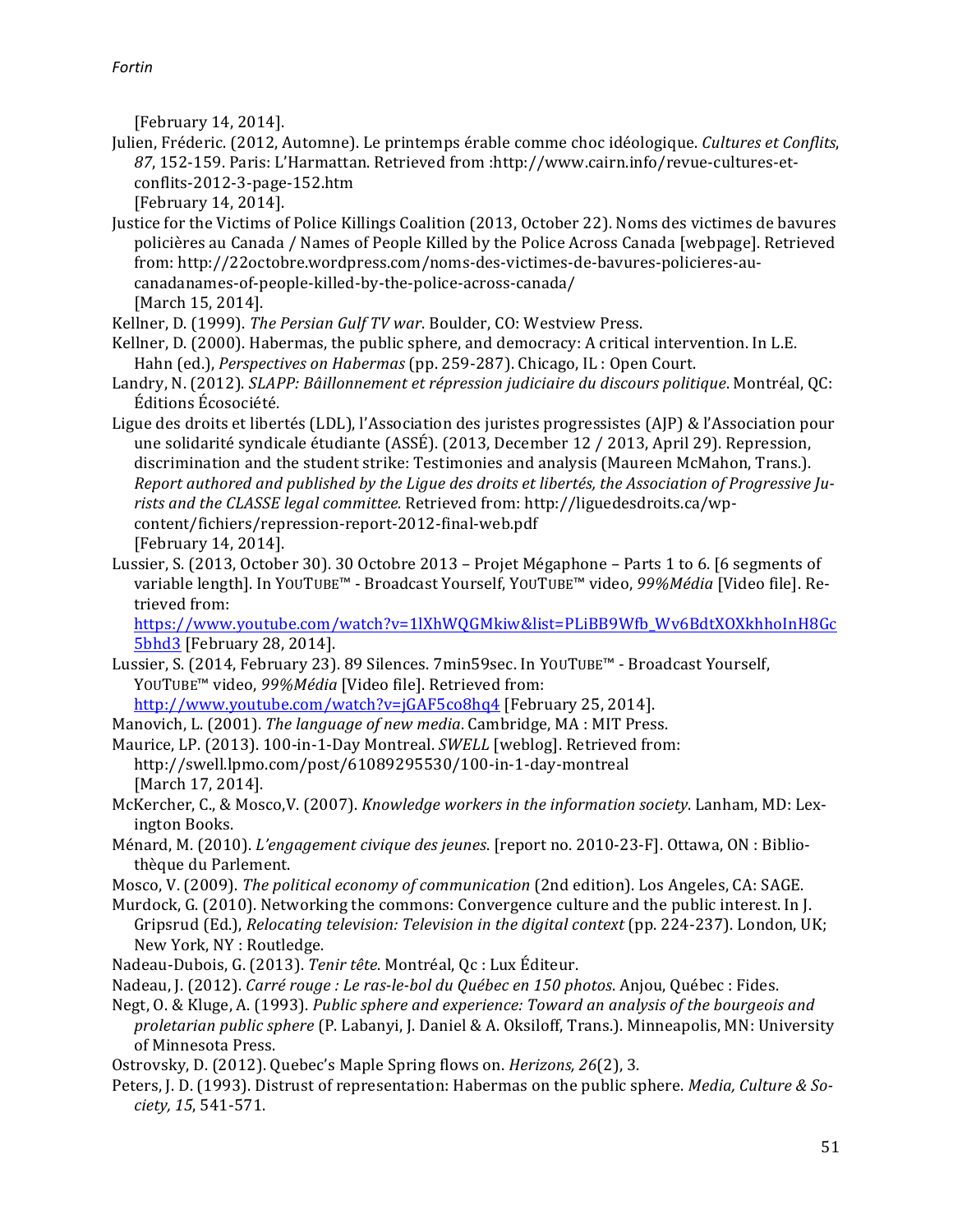[February 14, 2014].

Julien, Fréderic. (2012, Automne). Le printemps érable comme choc idéologique. *Cultures et Conflits*, *87*, 152-159. Paris: L'Harmattan. Retrieved from :http://www.cairn.info/revue-cultures-et-conflits-2012-3-page-152.htm [February 14, 2014].

Justice for the Victims of Police Killings Coalition (2013, October 22). Noms des victimes de bavures policières au Canada / Names of People Killed by the Police Across Canada [webpage]. Retrieved from: http://22octobre.wordpress.com/noms-des-victimes-de-bavures-policieres-au-canadanames-of-people-killed-by-the-police-across-canada/ [March 15, 2014].

Kellner, D. (1999). *The Persian Gulf TV war*. Boulder, CO: Westview Press.

Kellner, D. (2000). Habermas, the public sphere, and democracy: A critical intervention. In L.E. Hahn (ed.), *Perspectives on Habermas* (pp. 259-287). Chicago, IL : Open Court.

Landry, N. (2012). *SLAPP: Bâillonnement et répression judiciaire du discours politique*. Montréal, QC: Éditions Écosociété.

Ligue des droits et libertés (LDL), l'Association des juristes progressistes (AJP) & l'Association pour une solidarité syndicale étudiante (ASSÉ). (2013, December 12 / 2013, April 29). Repression, discrimination and the student strike: Testimonies and analysis (Maureen McMahon, Trans.). *Report authored and published by the Ligue des droits et libertés, the Association of Progressive Jurists and the CLASSE legal committee.* Retrieved from: http://liguedesdroits.ca/wp-content/fichiers/repression-report-2012-final-web.pdf [February 14, 2014].

Lussier, S. (2013, October 30). 30 Octobre 2013 – Projet Mégaphone – Parts 1 to 6. [6 segments of variable length]. In YOUTUBE™ - Broadcast Yourself, YOUTUBE™ video, *99%Média* [Video file]. Retrieved from: https://www.youtube.com/watch?v=1lXhWQGMkiw&list=PLiBB9Wfb_Wv6BdtXOXkhhoInH8Gc5bhd3 [February 28, 2014].

Lussier, S. (2014, February 23). 89 Silences. 7min59sec. In YOUTUBE™ - Broadcast Yourself, YOUTUBE™ video, *99%Média* [Video file]. Retrieved from: http://www.youtube.com/watch?v=jGAF5co8hq4 [February 25, 2014].

Manovich, L. (2001). *The language of new media*. Cambridge, MA : MIT Press.

Maurice, LP. (2013). 100-in-1-Day Montreal. *SWELL* [weblog]. Retrieved from: http://swell.lpmo.com/post/61089295530/100-in-1-day-montreal [March 17, 2014].

McKercher, C., & Mosco,V. (2007). *Knowledge workers in the information society*. Lanham, MD: Lexington Books.

Ménard, M. (2010). *L'engagement civique des jeunes*. [report no. 2010-23-F]. Ottawa, ON : Bibliothèque du Parlement.

Mosco, V. (2009). *The political economy of communication* (2nd edition). Los Angeles, CA: SAGE.

Murdock, G. (2010). Networking the commons: Convergence culture and the public interest. In J. Gripsrud (Ed.), *Relocating television: Television in the digital context* (pp. 224-237). London, UK; New York, NY : Routledge.

Nadeau-Dubois, G. (2013). *Tenir tête*. Montréal, Qc : Lux Éditeur.

Nadeau, J. (2012). *Carré rouge : Le ras-le-bol du Québec en 150 photos*. Anjou, Québec : Fides.

Negt, O. & Kluge, A. (1993). *Public sphere and experience: Toward an analysis of the bourgeois and proletarian public sphere* (P. Labanyi, J. Daniel & A. Oksiloff, Trans.). Minneapolis, MN: University of Minnesota Press.

Ostrovsky, D. (2012). Quebec's Maple Spring flows on. *Herizons, 26*(2), 3.

Peters, J. D. (1993). Distrust of representation: Habermas on the public sphere. *Media, Culture & Society, 15*, 541-571.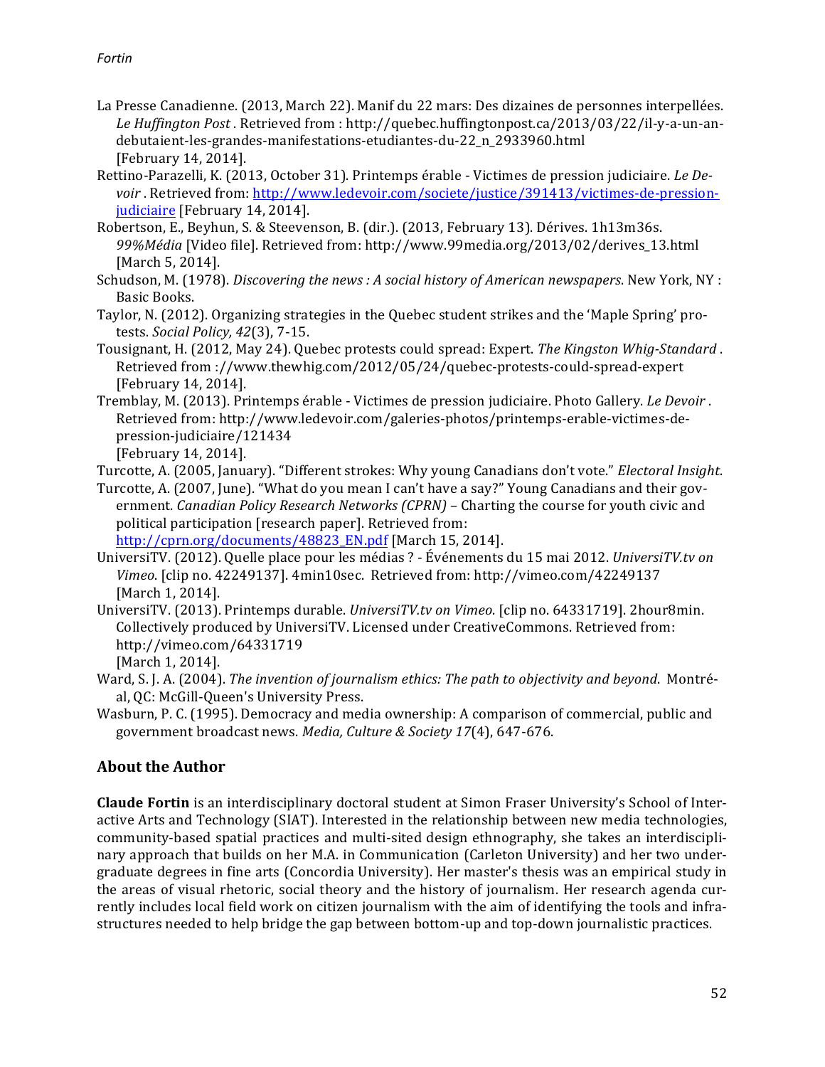La Presse Canadienne. (2013, March 22). Manif du 22 mars: Des dizaines de personnes interpellées. *Le Huffington Post* . Retrieved from : http://quebec.huffingtonpost.ca/2013/03/22/il-y-a-un-an-debutaient-les-grandes-manifestations-etudiantes-du-22_n_2933960.html [February 14, 2014].

Rettino-Parazelli, K. (2013, October 31). Printemps érable - Victimes de pression judiciaire. *Le Devoir* . Retrieved from: http://www.ledevoir.com/societe/justice/391413/victimes-de-pression-judiciaire [February 14, 2014].

Robertson, E., Beyhun, S. & Steevenson, B. (dir.). (2013, February 13). Dérives. 1h13m36s. *99%Média* [Video file]. Retrieved from: http://www.99media.org/2013/02/derives_13.html [March 5, 2014].

Schudson, M. (1978). *Discovering the news : A social history of American newspapers*. New York, NY : Basic Books.

Taylor, N. (2012). Organizing strategies in the Quebec student strikes and the 'Maple Spring' protests. *Social Policy, 42*(3), 7-15.

Tousignant, H. (2012, May 24). Quebec protests could spread: Expert. *The Kingston Whig-Standard* . Retrieved from ://www.thewhig.com/2012/05/24/quebec-protests-could-spread-expert [February 14, 2014].

Tremblay, M. (2013). Printemps érable - Victimes de pression judiciaire. Photo Gallery. *Le Devoir* . Retrieved from: http://www.ledevoir.com/galeries-photos/printemps-erable-victimes-de-pression-judiciaire/121434 [February 14, 2014].

Turcotte, A. (2005, January). "Different strokes: Why young Canadians don't vote." *Electoral Insight*.

Turcotte, A. (2007, June). "What do you mean I can't have a say?" Young Canadians and their government. *Canadian Policy Research Networks (CPRN)* – Charting the course for youth civic and political participation [research paper]. Retrieved from: http://cprn.org/documents/48823_EN.pdf [March 15, 2014].

UniversiTV. (2012). Quelle place pour les médias ? - Événements du 15 mai 2012. *UniversiTV.tv on Vimeo*. [clip no. 42249137]. 4min10sec. Retrieved from: http://vimeo.com/42249137 [March 1, 2014].

UniversiTV. (2013). Printemps durable. *UniversiTV.tv on Vimeo*. [clip no. 64331719]. 2hour8min. Collectively produced by UniversiTV. Licensed under CreativeCommons. Retrieved from: http://vimeo.com/64331719 [March 1, 2014].

Ward, S. J. A. (2004). *The invention of journalism ethics: The path to objectivity and beyond*. Montréal, QC: McGill-Queen's University Press.

Wasburn, P. C. (1995). Democracy and media ownership: A comparison of commercial, public and government broadcast news. *Media, Culture & Society 17*(4), 647-676.

## About the Author

**Claude Fortin** is an interdisciplinary doctoral student at Simon Fraser University's School of Interactive Arts and Technology (SIAT). Interested in the relationship between new media technologies, community-based spatial practices and multi-sited design ethnography, she takes an interdisciplinary approach that builds on her M.A. in Communication (Carleton University) and her two undergraduate degrees in fine arts (Concordia University). Her master's thesis was an empirical study in the areas of visual rhetoric, social theory and the history of journalism. Her research agenda currently includes local field work on citizen journalism with the aim of identifying the tools and infrastructures needed to help bridge the gap between bottom-up and top-down journalistic practices.